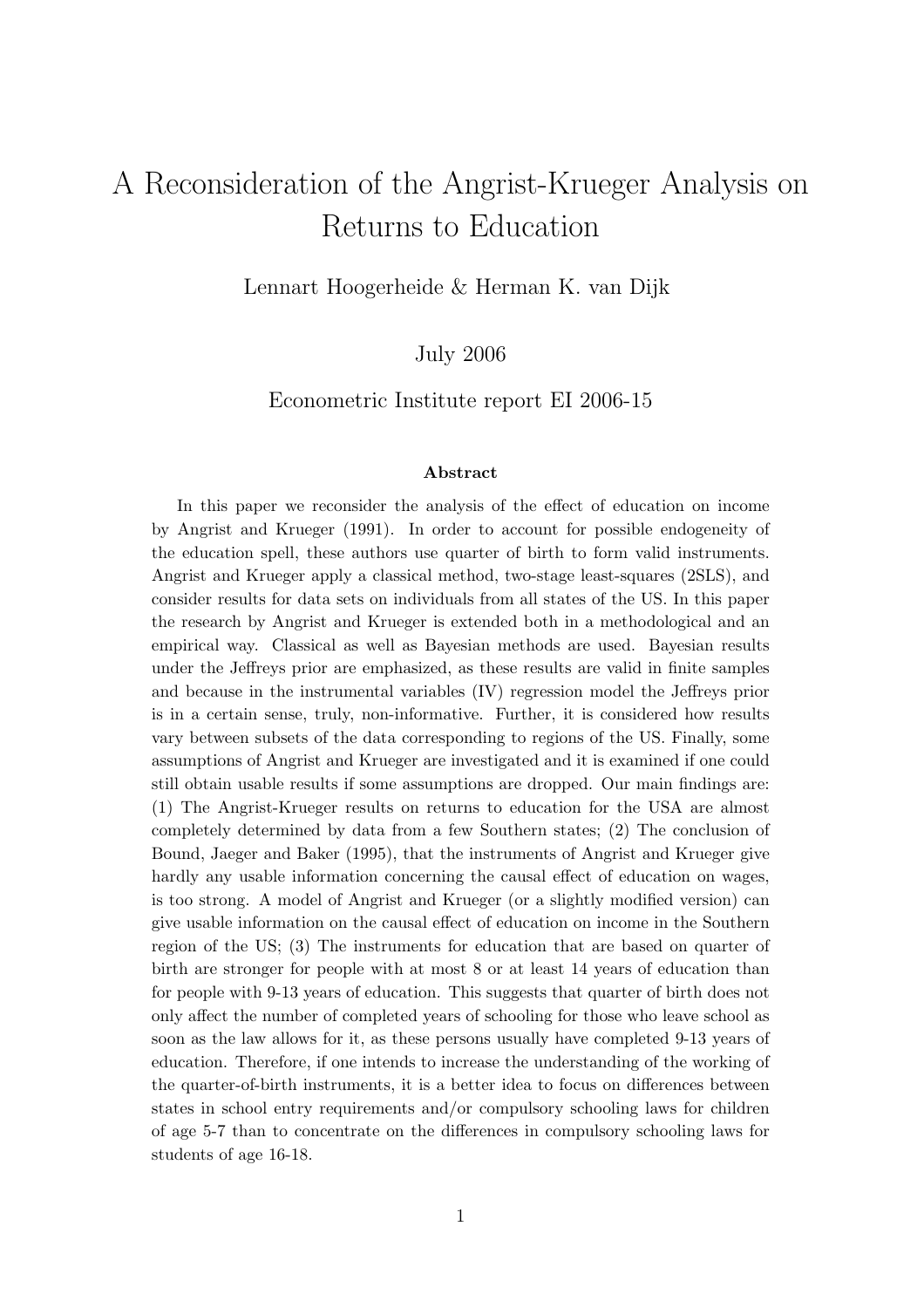# A Reconsideration of the Angrist-Krueger Analysis on Returns to Education

Lennart Hoogerheide & Herman K. van Dijk

July 2006

Econometric Institute report EI 2006-15

### Abstract

In this paper we reconsider the analysis of the effect of education on income by Angrist and Krueger (1991). In order to account for possible endogeneity of the education spell, these authors use quarter of birth to form valid instruments. Angrist and Krueger apply a classical method, two-stage least-squares (2SLS), and consider results for data sets on individuals from all states of the US. In this paper the research by Angrist and Krueger is extended both in a methodological and an empirical way. Classical as well as Bayesian methods are used. Bayesian results under the Jeffreys prior are emphasized, as these results are valid in finite samples and because in the instrumental variables (IV) regression model the Jeffreys prior is in a certain sense, truly, non-informative. Further, it is considered how results vary between subsets of the data corresponding to regions of the US. Finally, some assumptions of Angrist and Krueger are investigated and it is examined if one could still obtain usable results if some assumptions are dropped. Our main findings are: (1) The Angrist-Krueger results on returns to education for the USA are almost completely determined by data from a few Southern states; (2) The conclusion of Bound, Jaeger and Baker (1995), that the instruments of Angrist and Krueger give hardly any usable information concerning the causal effect of education on wages, is too strong. A model of Angrist and Krueger (or a slightly modified version) can give usable information on the causal effect of education on income in the Southern region of the US; (3) The instruments for education that are based on quarter of birth are stronger for people with at most 8 or at least 14 years of education than for people with 9-13 years of education. This suggests that quarter of birth does not only affect the number of completed years of schooling for those who leave school as soon as the law allows for it, as these persons usually have completed 9-13 years of education. Therefore, if one intends to increase the understanding of the working of the quarter-of-birth instruments, it is a better idea to focus on differences between states in school entry requirements and/or compulsory schooling laws for children of age 5-7 than to concentrate on the differences in compulsory schooling laws for students of age 16-18.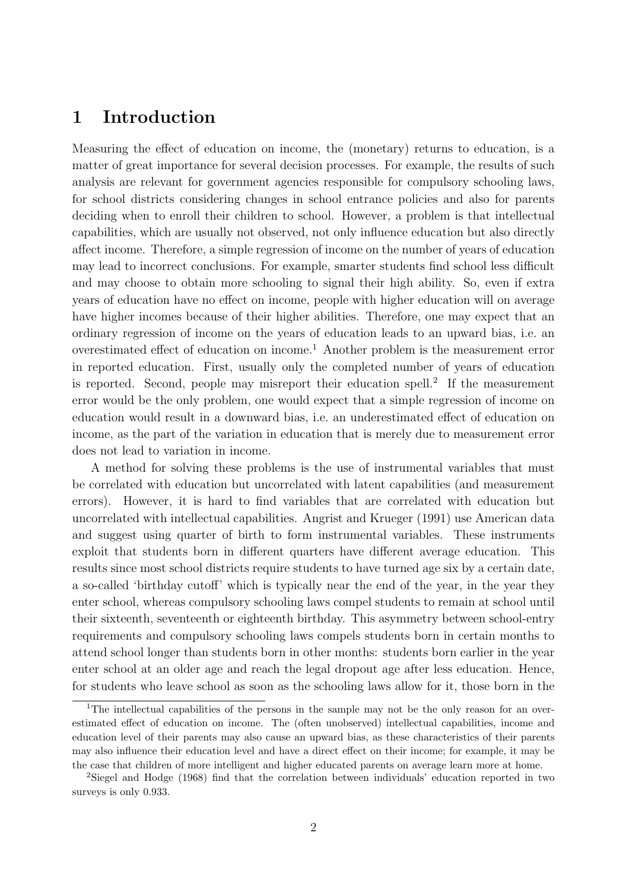# 1 Introduction

Measuring the effect of education on income, the (monetary) returns to education, is a matter of great importance for several decision processes. For example, the results of such analysis are relevant for government agencies responsible for compulsory schooling laws, for school districts considering changes in school entrance policies and also for parents deciding when to enroll their children to school. However, a problem is that intellectual capabilities, which are usually not observed, not only influence education but also directly affect income. Therefore, a simple regression of income on the number of years of education may lead to incorrect conclusions. For example, smarter students find school less difficult and may choose to obtain more schooling to signal their high ability. So, even if extra years of education have no effect on income, people with higher education will on average have higher incomes because of their higher abilities. Therefore, one may expect that an ordinary regression of income on the years of education leads to an upward bias, i.e. an overestimated effect of education on income.[1] Another problem is the measurement error in reported education. First, usually only the completed number of years of education is reported. Second, people may misreport their education spell.[2] If the measurement error would be the only problem, one would expect that a simple regression of income on education would result in a downward bias, i.e. an underestimated effect of education on income, as the part of the variation in education that is merely due to measurement error does not lead to variation in income.

A method for solving these problems is the use of instrumental variables that must be correlated with education but uncorrelated with latent capabilities (and measurement errors). However, it is hard to find variables that are correlated with education but uncorrelated with intellectual capabilities. Angrist and Krueger (1991) use American data and suggest using quarter of birth to form instrumental variables. These instruments exploit that students born in different quarters have different average education. This results since most school districts require students to have turned age six by a certain date, a so-called 'birthday cutoff' which is typically near the end of the year, in the year they enter school, whereas compulsory schooling laws compel students to remain at school until their sixteenth, seventeenth or eighteenth birthday. This asymmetry between school-entry requirements and compulsory schooling laws compels students born in certain months to attend school longer than students born in other months: students born earlier in the year enter school at an older age and reach the legal dropout age after less education. Hence, for students who leave school as soon as the schooling laws allow for it, those born in the

[1] The intellectual capabilities of the persons in the sample may not be the only reason for an overestimated effect of education on income. The (often unobserved) intellectual capabilities, income and education level of their parents may also cause an upward bias, as these characteristics of their parents may also influence their education level and have a direct effect on their income; for example, it may be the case that children of more intelligent and higher educated parents on average learn more at home.

[2] Siegel and Hodge (1968) find that the correlation between individuals' education reported in two surveys is only 0.933.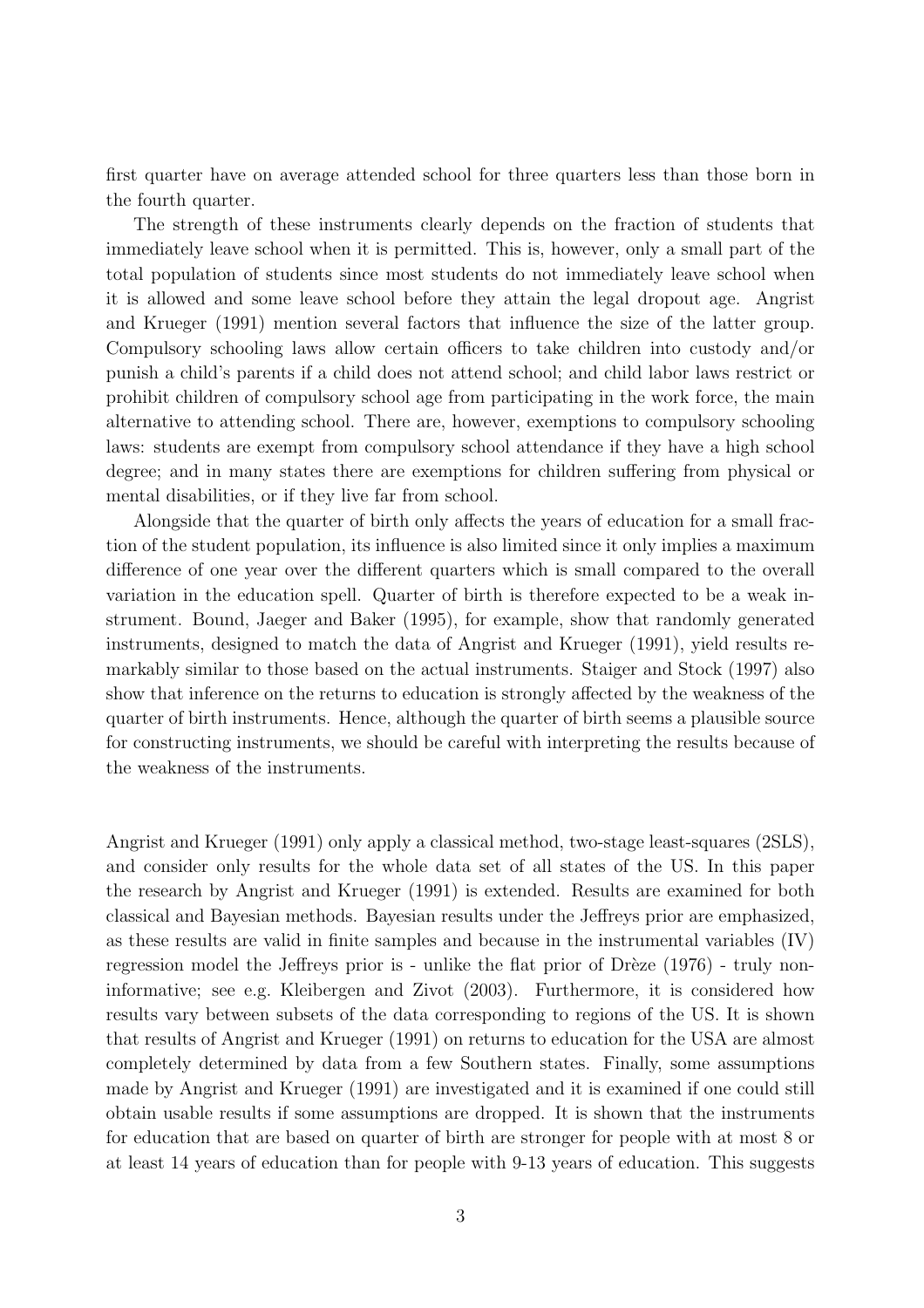first quarter have on average attended school for three quarters less than those born in the fourth quarter.

The strength of these instruments clearly depends on the fraction of students that immediately leave school when it is permitted. This is, however, only a small part of the total population of students since most students do not immediately leave school when it is allowed and some leave school before they attain the legal dropout age. Angrist and Krueger (1991) mention several factors that influence the size of the latter group. Compulsory schooling laws allow certain officers to take children into custody and/or punish a child's parents if a child does not attend school; and child labor laws restrict or prohibit children of compulsory school age from participating in the work force, the main alternative to attending school. There are, however, exemptions to compulsory schooling laws: students are exempt from compulsory school attendance if they have a high school degree; and in many states there are exemptions for children suffering from physical or mental disabilities, or if they live far from school.

Alongside that the quarter of birth only affects the years of education for a small fraction of the student population, its influence is also limited since it only implies a maximum difference of one year over the different quarters which is small compared to the overall variation in the education spell. Quarter of birth is therefore expected to be a weak instrument. Bound, Jaeger and Baker (1995), for example, show that randomly generated instruments, designed to match the data of Angrist and Krueger (1991), yield results remarkably similar to those based on the actual instruments. Staiger and Stock (1997) also show that inference on the returns to education is strongly affected by the weakness of the quarter of birth instruments. Hence, although the quarter of birth seems a plausible source for constructing instruments, we should be careful with interpreting the results because of the weakness of the instruments.

Angrist and Krueger (1991) only apply a classical method, two-stage least-squares (2SLS), and consider only results for the whole data set of all states of the US. In this paper the research by Angrist and Krueger (1991) is extended. Results are examined for both classical and Bayesian methods. Bayesian results under the Jeffreys prior are emphasized, as these results are valid in finite samples and because in the instrumental variables (IV) regression model the Jeffreys prior is - unlike the flat prior of Drèze (1976) - truly non-informative; see e.g. Kleibergen and Zivot (2003). Furthermore, it is considered how results vary between subsets of the data corresponding to regions of the US. It is shown that results of Angrist and Krueger (1991) on returns to education for the USA are almost completely determined by data from a few Southern states. Finally, some assumptions made by Angrist and Krueger (1991) are investigated and it is examined if one could still obtain usable results if some assumptions are dropped. It is shown that the instruments for education that are based on quarter of birth are stronger for people with at most 8 or at least 14 years of education than for people with 9-13 years of education. This suggests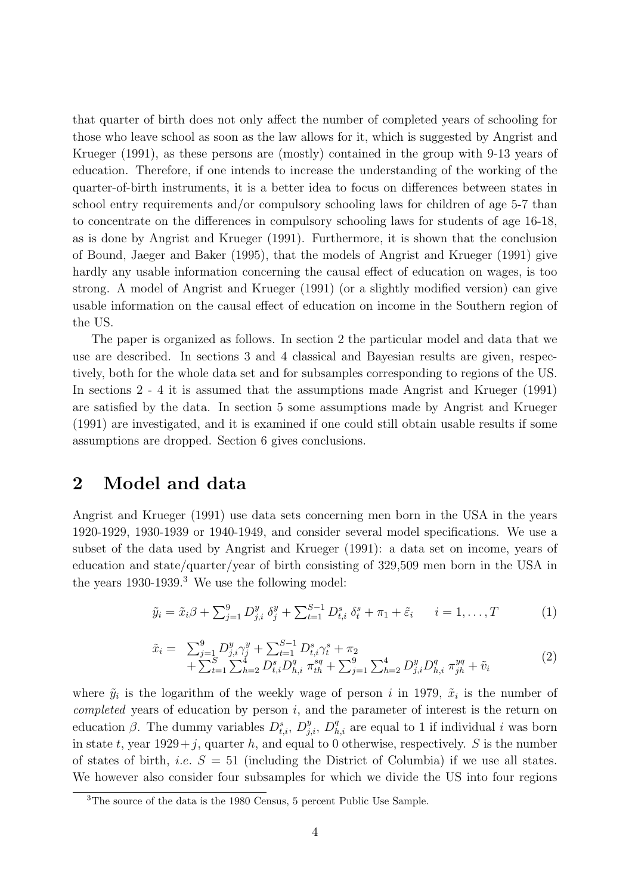that quarter of birth does not only affect the number of completed years of schooling for those who leave school as soon as the law allows for it, which is suggested by Angrist and Krueger (1991), as these persons are (mostly) contained in the group with 9-13 years of education. Therefore, if one intends to increase the understanding of the working of the quarter-of-birth instruments, it is a better idea to focus on differences between states in school entry requirements and/or compulsory schooling laws for children of age 5-7 than to concentrate on the differences in compulsory schooling laws for students of age 16-18, as is done by Angrist and Krueger (1991). Furthermore, it is shown that the conclusion of Bound, Jaeger and Baker (1995), that the models of Angrist and Krueger (1991) give hardly any usable information concerning the causal effect of education on wages, is too strong. A model of Angrist and Krueger (1991) (or a slightly modified version) can give usable information on the causal effect of education on income in the Southern region of the US.

The paper is organized as follows. In section 2 the particular model and data that we use are described. In sections 3 and 4 classical and Bayesian results are given, respectively, both for the whole data set and for subsamples corresponding to regions of the US. In sections 2 - 4 it is assumed that the assumptions made Angrist and Krueger (1991) are satisfied by the data. In section 5 some assumptions made by Angrist and Krueger (1991) are investigated, and it is examined if one could still obtain usable results if some assumptions are dropped. Section 6 gives conclusions.

# 2 Model and data

Angrist and Krueger (1991) use data sets concerning men born in the USA in the years 1920-1929, 1930-1939 or 1940-1949, and consider several model specifications. We use a subset of the data used by Angrist and Krueger (1991): a data set on income, years of education and state/quarter/year of birth consisting of 329,509 men born in the USA in the years 1930-1939.[3] We use the following model:

$$\tilde{y}_i = \tilde{x}_i\beta + \sum_{j=1}^{9} D^y_{j,i}\ \delta^y_j + \sum_{t=1}^{S-1} D^s_{t,i}\ \delta^s_t + \pi_1 + \tilde{\varepsilon}_i \qquad i = 1, \ldots, T \tag{1}$$

$$\begin{aligned} \tilde{x}_i = \ & \sum_{j=1}^{9} D^y_{j,i}\gamma^y_j + \sum_{t=1}^{S-1} D^s_{t,i}\gamma^s_t + \pi_2 \\ & + \sum_{t=1}^{S}\sum_{h=2}^{4} D^s_{t,i}D^q_{h,i}\ \pi^{sq}_{th} + \sum_{j=1}^{9}\sum_{h=2}^{4} D^y_{j,i}D^q_{h,i}\ \pi^{yq}_{jh} + \tilde{v}_i \end{aligned} \tag{2}$$

where $\tilde{y}_i$ is the logarithm of the weekly wage of person $i$ in 1979, $\tilde{x}_i$ is the number of *completed* years of education by person $i$, and the parameter of interest is the return on education $\beta$. The dummy variables $D^s_{t,i}$, $D^y_{j,i}$, $D^q_{h,i}$ are equal to 1 if individual $i$ was born in state $t$, year $1929 + j$, quarter $h$, and equal to 0 otherwise, respectively. $S$ is the number of states of birth, *i.e.* $S = 51$ (including the District of Columbia) if we use all states. We however also consider four subsamples for which we divide the US into four regions

[3] The source of the data is the 1980 Census, 5 percent Public Use Sample.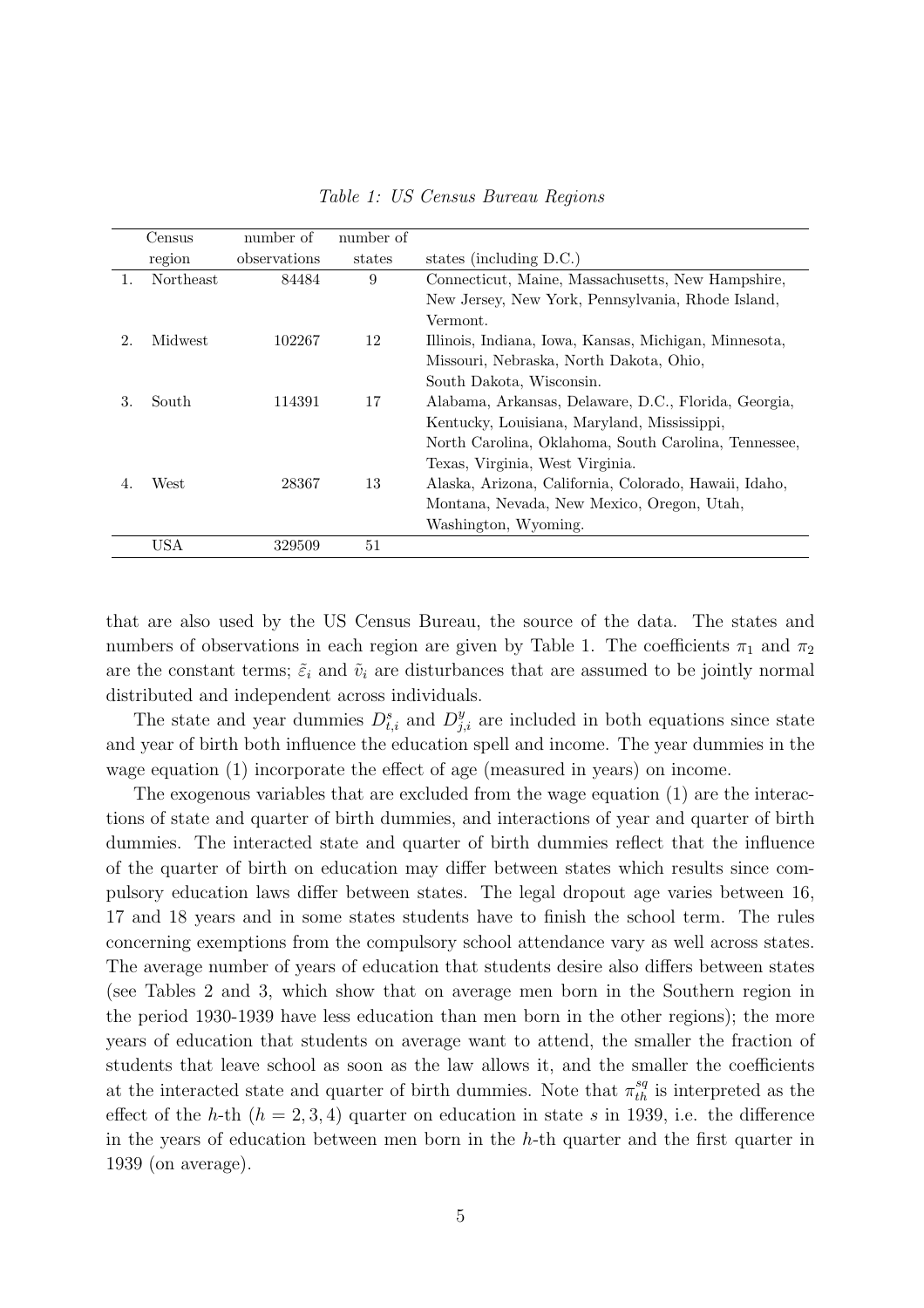*Table 1: US Census Bureau Regions*

| | Census region | number of observations | number of states | states (including D.C.) |
|---|---|---|---|---|
| 1. | Northeast | 84484 | 9 | Connecticut, Maine, Massachusetts, New Hampshire, New Jersey, New York, Pennsylvania, Rhode Island, Vermont. |
| 2. | Midwest | 102267 | 12 | Illinois, Indiana, Iowa, Kansas, Michigan, Minnesota, Missouri, Nebraska, North Dakota, Ohio, South Dakota, Wisconsin. |
| 3. | South | 114391 | 17 | Alabama, Arkansas, Delaware, D.C., Florida, Georgia, Kentucky, Louisiana, Maryland, Mississippi, North Carolina, Oklahoma, South Carolina, Tennessee, Texas, Virginia, West Virginia. |
| 4. | West | 28367 | 13 | Alaska, Arizona, California, Colorado, Hawaii, Idaho, Montana, Nevada, New Mexico, Oregon, Utah, Washington, Wyoming. |
| | USA | 329509 | 51 | |

that are also used by the US Census Bureau, the source of the data. The states and numbers of observations in each region are given by Table 1. The coefficients $\pi_1$ and $\pi_2$ are the constant terms; $\tilde{\varepsilon}_i$ and $\tilde{v}_i$ are disturbances that are assumed to be jointly normal distributed and independent across individuals.

The state and year dummies $D^s_{t,i}$ and $D^y_{j,i}$ are included in both equations since state and year of birth both influence the education spell and income. The year dummies in the wage equation (1) incorporate the effect of age (measured in years) on income.

The exogenous variables that are excluded from the wage equation (1) are the interactions of state and quarter of birth dummies, and interactions of year and quarter of birth dummies. The interacted state and quarter of birth dummies reflect that the influence of the quarter of birth on education may differ between states which results since compulsory education laws differ between states. The legal dropout age varies between 16, 17 and 18 years and in some states students have to finish the school term. The rules concerning exemptions from the compulsory school attendance vary as well across states. The average number of years of education that students desire also differs between states (see Tables 2 and 3, which show that on average men born in the Southern region in the period 1930-1939 have less education than men born in the other regions); the more years of education that students on average want to attend, the smaller the fraction of students that leave school as soon as the law allows it, and the smaller the coefficients at the interacted state and quarter of birth dummies. Note that $\pi^{sq}_{th}$ is interpreted as the effect of the $h$-th ($h = 2, 3, 4$) quarter on education in state $s$ in 1939, i.e. the difference in the years of education between men born in the $h$-th quarter and the first quarter in 1939 (on average).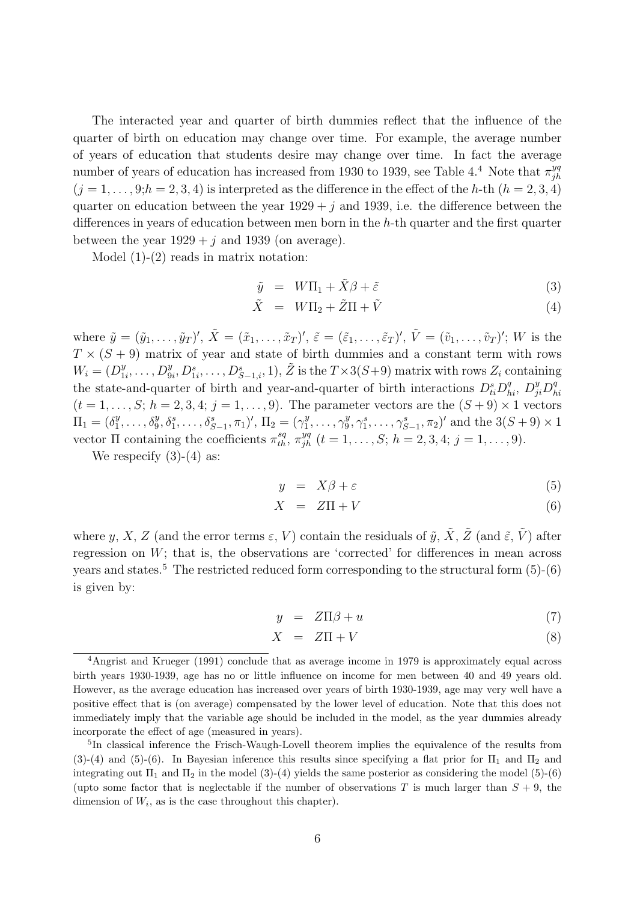The interacted year and quarter of birth dummies reflect that the influence of the quarter of birth on education may change over time. For example, the average number of years of education that students desire may change over time. In fact the average number of years of education has increased from 1930 to 1939, see Table 4.[4] Note that $\pi^{yq}_{jh}$ ($j = 1, \ldots, 9; h = 2, 3, 4$) is interpreted as the difference in the effect of the $h$-th ($h = 2, 3, 4$) quarter on education between the year $1929 + j$ and 1939, i.e. the difference between the differences in years of education between men born in the $h$-th quarter and the first quarter between the year $1929 + j$ and 1939 (on average).

Model (1)-(2) reads in matrix notation:

$$\tilde{y} = W\Pi_1 + \tilde{X}\beta + \tilde{\varepsilon} \tag{3}$$

$$\tilde{X} = W\Pi_2 + \tilde{Z}\Pi + \tilde{V} \tag{4}$$

where $\tilde{y} = (\tilde{y}_1, \ldots, \tilde{y}_T)'$, $\tilde{X} = (\tilde{x}_1, \ldots, \tilde{x}_T)'$, $\tilde{\varepsilon} = (\tilde{\varepsilon}_1, \ldots, \tilde{\varepsilon}_T)'$, $\tilde{V} = (\tilde{v}_1, \ldots, \tilde{v}_T)'$; $W$ is the $T \times (S + 9)$ matrix of year and state of birth dummies and a constant term with rows $W_i = (D^y_{1i}, \ldots, D^y_{9i}, D^s_{1i}, \ldots, D^s_{S-1,i}, 1)$, $\tilde{Z}$ is the $T \times 3(S+9)$ matrix with rows $Z_i$ containing the state-and-quarter of birth and year-and-quarter of birth interactions $D^s_{ti} D^q_{hi}$, $D^y_{ji} D^q_{hi}$ ($t = 1, \ldots, S$; $h = 2, 3, 4$; $j = 1, \ldots, 9$). The parameter vectors are the $(S + 9) \times 1$ vectors $\Pi_1 = (\delta^y_1, \ldots, \delta^y_9, \delta^s_1, \ldots, \delta^s_{S-1}, \pi_1)'$, $\Pi_2 = (\gamma^y_1, \ldots, \gamma^y_9, \gamma^s_1, \ldots, \gamma^s_{S-1}, \pi_2)'$ and the $3(S + 9) \times 1$ vector $\Pi$ containing the coefficients $\pi^{sq}_{th}$, $\pi^{yq}_{jh}$ ($t = 1, \ldots, S$; $h = 2, 3, 4$; $j = 1, \ldots, 9$).

We respecify (3)-(4) as:

$$y = X\beta + \varepsilon \tag{5}$$

$$X = Z\Pi + V \tag{6}$$

where $y$, $X$, $Z$ (and the error terms $\varepsilon$, $V$) contain the residuals of $\tilde{y}$, $\tilde{X}$, $\tilde{Z}$ (and $\tilde{\varepsilon}$, $\tilde{V}$) after regression on $W$; that is, the observations are 'corrected' for differences in mean across years and states.[5] The restricted reduced form corresponding to the structural form (5)-(6) is given by:

$$y = Z\Pi\beta + u \tag{7}$$

$$X = Z\Pi + V \tag{8}$$

[4] Angrist and Krueger (1991) conclude that as average income in 1979 is approximately equal across birth years 1930-1939, age has no or little influence on income for men between 40 and 49 years old. However, as the average education has increased over years of birth 1930-1939, age may very well have a positive effect that is (on average) compensated by the lower level of education. Note that this does not immediately imply that the variable age should be included in the model, as the year dummies already incorporate the effect of age (measured in years).

[5] In classical inference the Frisch-Waugh-Lovell theorem implies the equivalence of the results from (3)-(4) and (5)-(6). In Bayesian inference this results since specifying a flat prior for $\Pi_1$ and $\Pi_2$ and integrating out $\Pi_1$ and $\Pi_2$ in the model (3)-(4) yields the same posterior as considering the model (5)-(6) (upto some factor that is neglectable if the number of observations $T$ is much larger than $S + 9$, the dimension of $W_i$, as is the case throughout this chapter).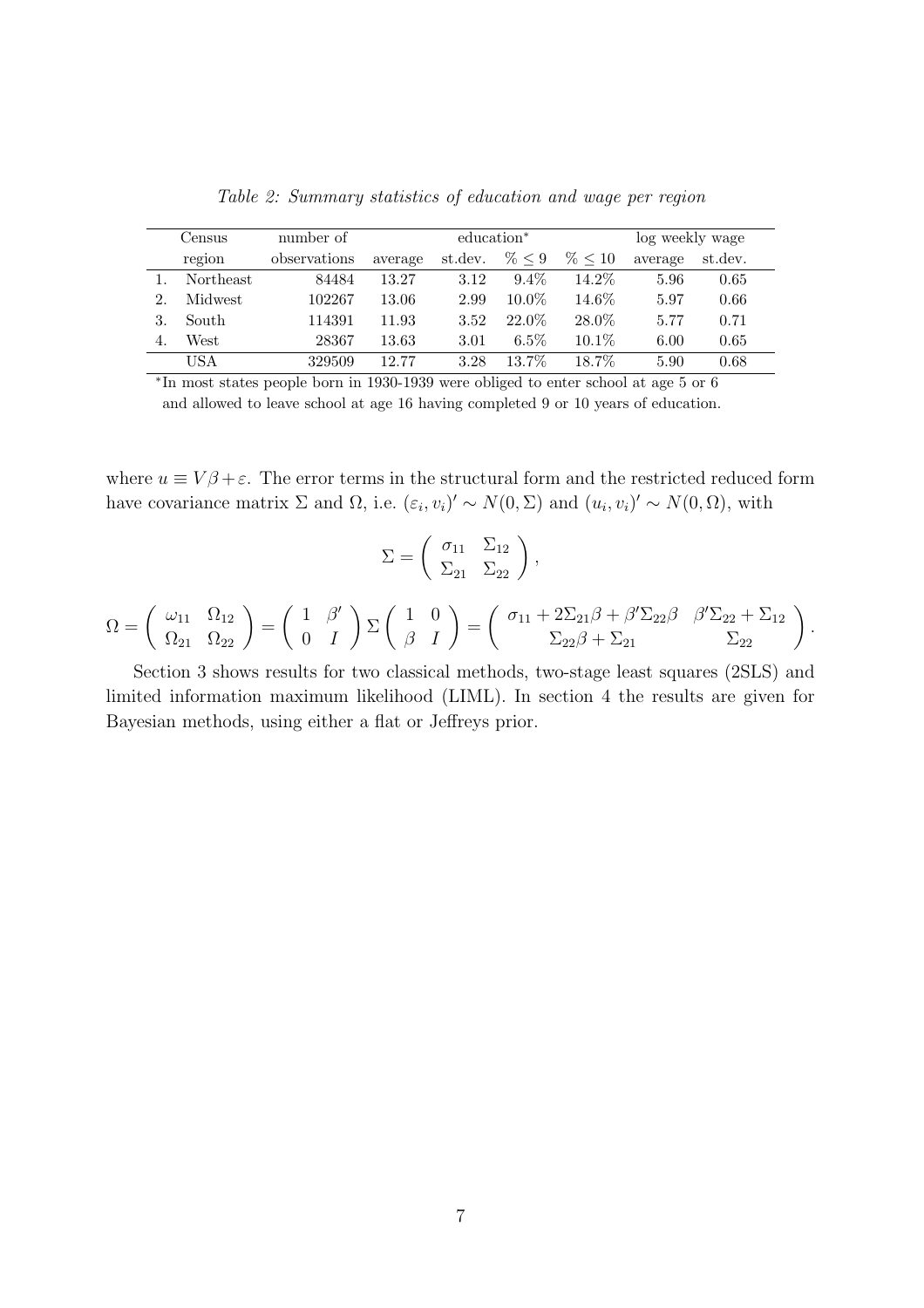*Table 2: Summary statistics of education and wage per region*

| | Census region | number of observations | education* average | education* st.dev. | education* $\% \leq 9$ | education* $\% \leq 10$ | log weekly wage average | log weekly wage st.dev. |
|---|---|---|---|---|---|---|---|---|
| 1. | Northeast | 84484 | 13.27 | 3.12 | 9.4% | 14.2% | 5.96 | 0.65 |
| 2. | Midwest | 102267 | 13.06 | 2.99 | 10.0% | 14.6% | 5.97 | 0.66 |
| 3. | South | 114391 | 11.93 | 3.52 | 22.0% | 28.0% | 5.77 | 0.71 |
| 4. | West | 28367 | 13.63 | 3.01 | 6.5% | 10.1% | 6.00 | 0.65 |
| | USA | 329509 | 12.77 | 3.28 | 13.7% | 18.7% | 5.90 | 0.68 |

*In most states people born in 1930-1939 were obliged to enter school at age 5 or 6 and allowed to leave school at age 16 having completed 9 or 10 years of education.

where $u \equiv V\beta + \varepsilon$. The error terms in the structural form and the restricted reduced form have covariance matrix $\Sigma$ and $\Omega$, i.e. $(\varepsilon_i, v_i)' \sim N(0, \Sigma)$ and $(u_i, v_i)' \sim N(0, \Omega)$, with

$$\Sigma = \begin{pmatrix} \sigma_{11} & \Sigma_{12} \\ \Sigma_{21} & \Sigma_{22} \end{pmatrix},$$

$$\Omega = \begin{pmatrix} \omega_{11} & \Omega_{12} \\ \Omega_{21} & \Omega_{22} \end{pmatrix} = \begin{pmatrix} 1 & \beta' \\ 0 & I \end{pmatrix} \Sigma \begin{pmatrix} 1 & 0 \\ \beta & I \end{pmatrix} = \begin{pmatrix} \sigma_{11} + 2\Sigma_{21}\beta + \beta'\Sigma_{22}\beta & \beta'\Sigma_{22} + \Sigma_{12} \\ \Sigma_{22}\beta + \Sigma_{21} & \Sigma_{22} \end{pmatrix}.$$

Section 3 shows results for two classical methods, two-stage least squares (2SLS) and limited information maximum likelihood (LIML). In section 4 the results are given for Bayesian methods, using either a flat or Jeffreys prior.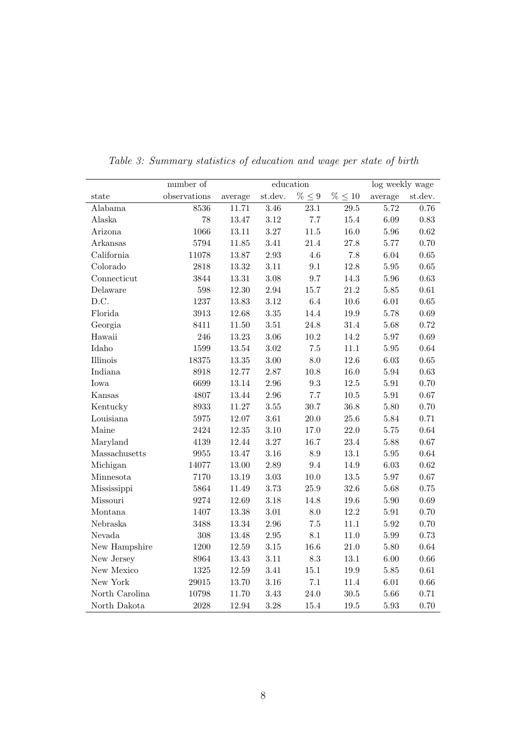*Table 3: Summary statistics of education and wage per state of birth*

| | number of | education | | | | log weekly wage | |
|---|---|---|---|---|---|---|---|
| state | observations | average | st.dev. | $\% \leq 9$ | $\% \leq 10$ | average | st.dev. |
| Alabama | 8536 | 11.71 | 3.46 | 23.1 | 29.5 | 5.72 | 0.76 |
| Alaska | 78 | 13.47 | 3.12 | 7.7 | 15.4 | 6.09 | 0.83 |
| Arizona | 1066 | 13.11 | 3.27 | 11.5 | 16.0 | 5.96 | 0.62 |
| Arkansas | 5794 | 11.85 | 3.41 | 21.4 | 27.8 | 5.77 | 0.70 |
| California | 11078 | 13.87 | 2.93 | 4.6 | 7.8 | 6.04 | 0.65 |
| Colorado | 2818 | 13.32 | 3.11 | 9.1 | 12.8 | 5.95 | 0.65 |
| Connecticut | 3844 | 13.31 | 3.08 | 9.7 | 14.3 | 5.96 | 0.63 |
| Delaware | 598 | 12.30 | 2.94 | 15.7 | 21.2 | 5.85 | 0.61 |
| D.C. | 1237 | 13.83 | 3.12 | 6.4 | 10.6 | 6.01 | 0.65 |
| Florida | 3913 | 12.68 | 3.35 | 14.4 | 19.9 | 5.78 | 0.69 |
| Georgia | 8411 | 11.50 | 3.51 | 24.8 | 31.4 | 5.68 | 0.72 |
| Hawaii | 246 | 13.23 | 3.06 | 10.2 | 14.2 | 5.97 | 0.69 |
| Idaho | 1599 | 13.54 | 3.02 | 7.5 | 11.1 | 5.95 | 0.64 |
| Illinois | 18375 | 13.35 | 3.00 | 8.0 | 12.6 | 6.03 | 0.65 |
| Indiana | 8918 | 12.77 | 2.87 | 10.8 | 16.0 | 5.94 | 0.63 |
| Iowa | 6699 | 13.14 | 2.96 | 9.3 | 12.5 | 5.91 | 0.70 |
| Kansas | 4807 | 13.44 | 2.96 | 7.7 | 10.5 | 5.91 | 0.67 |
| Kentucky | 8933 | 11.27 | 3.55 | 30.7 | 36.8 | 5.80 | 0.70 |
| Louisiana | 5975 | 12.07 | 3.61 | 20.0 | 25.6 | 5.84 | 0.71 |
| Maine | 2424 | 12.35 | 3.10 | 17.0 | 22.0 | 5.75 | 0.64 |
| Maryland | 4139 | 12.44 | 3.27 | 16.7 | 23.4 | 5.88 | 0.67 |
| Massachusetts | 9955 | 13.47 | 3.16 | 8.9 | 13.1 | 5.95 | 0.64 |
| Michigan | 14077 | 13.00 | 2.89 | 9.4 | 14.9 | 6.03 | 0.62 |
| Minnesota | 7170 | 13.19 | 3.03 | 10.0 | 13.5 | 5.97 | 0.67 |
| Mississippi | 5864 | 11.49 | 3.73 | 25.9 | 32.6 | 5.68 | 0.75 |
| Missouri | 9274 | 12.69 | 3.18 | 14.8 | 19.6 | 5.90 | 0.69 |
| Montana | 1407 | 13.38 | 3.01 | 8.0 | 12.2 | 5.91 | 0.70 |
| Nebraska | 3488 | 13.34 | 2.96 | 7.5 | 11.1 | 5.92 | 0.70 |
| Nevada | 308 | 13.48 | 2.95 | 8.1 | 11.0 | 5.99 | 0.73 |
| New Hampshire | 1200 | 12.59 | 3.15 | 16.6 | 21.0 | 5.80 | 0.64 |
| New Jersey | 8964 | 13.43 | 3.11 | 8.3 | 13.1 | 6.00 | 0.66 |
| New Mexico | 1325 | 12.59 | 3.41 | 15.1 | 19.9 | 5.85 | 0.61 |
| New York | 29015 | 13.70 | 3.16 | 7.1 | 11.4 | 6.01 | 0.66 |
| North Carolina | 10798 | 11.70 | 3.43 | 24.0 | 30.5 | 5.66 | 0.71 |
| North Dakota | 2028 | 12.94 | 3.28 | 15.4 | 19.5 | 5.93 | 0.70 |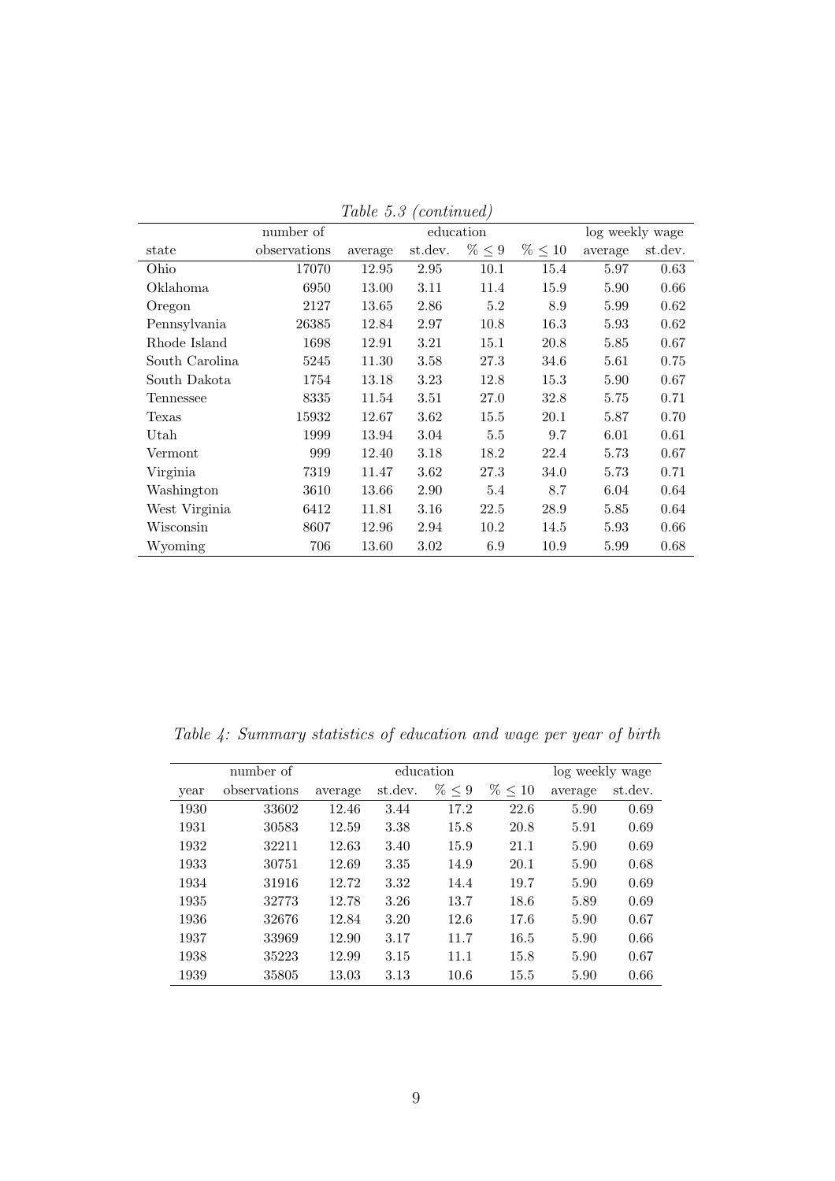*Table 5.3 (continued)*

| | number of | education | | | | log weekly wage | |
|---|---|---|---|---|---|---|---|
| state | observations | average | st.dev. | $\% \leq 9$ | $\% \leq 10$ | average | st.dev. |
| Ohio | 17070 | 12.95 | 2.95 | 10.1 | 15.4 | 5.97 | 0.63 |
| Oklahoma | 6950 | 13.00 | 3.11 | 11.4 | 15.9 | 5.90 | 0.66 |
| Oregon | 2127 | 13.65 | 2.86 | 5.2 | 8.9 | 5.99 | 0.62 |
| Pennsylvania | 26385 | 12.84 | 2.97 | 10.8 | 16.3 | 5.93 | 0.62 |
| Rhode Island | 1698 | 12.91 | 3.21 | 15.1 | 20.8 | 5.85 | 0.67 |
| South Carolina | 5245 | 11.30 | 3.58 | 27.3 | 34.6 | 5.61 | 0.75 |
| South Dakota | 1754 | 13.18 | 3.23 | 12.8 | 15.3 | 5.90 | 0.67 |
| Tennessee | 8335 | 11.54 | 3.51 | 27.0 | 32.8 | 5.75 | 0.71 |
| Texas | 15932 | 12.67 | 3.62 | 15.5 | 20.1 | 5.87 | 0.70 |
| Utah | 1999 | 13.94 | 3.04 | 5.5 | 9.7 | 6.01 | 0.61 |
| Vermont | 999 | 12.40 | 3.18 | 18.2 | 22.4 | 5.73 | 0.67 |
| Virginia | 7319 | 11.47 | 3.62 | 27.3 | 34.0 | 5.73 | 0.71 |
| Washington | 3610 | 13.66 | 2.90 | 5.4 | 8.7 | 6.04 | 0.64 |
| West Virginia | 6412 | 11.81 | 3.16 | 22.5 | 28.9 | 5.85 | 0.64 |
| Wisconsin | 8607 | 12.96 | 2.94 | 10.2 | 14.5 | 5.93 | 0.66 |
| Wyoming | 706 | 13.60 | 3.02 | 6.9 | 10.9 | 5.99 | 0.68 |

*Table 4: Summary statistics of education and wage per year of birth*

| | number of | education | | | | log weekly wage | |
|---|---|---|---|---|---|---|---|
| year | observations | average | st.dev. | $\% \leq 9$ | $\% \leq 10$ | average | st.dev. |
| 1930 | 33602 | 12.46 | 3.44 | 17.2 | 22.6 | 5.90 | 0.69 |
| 1931 | 30583 | 12.59 | 3.38 | 15.8 | 20.8 | 5.91 | 0.69 |
| 1932 | 32211 | 12.63 | 3.40 | 15.9 | 21.1 | 5.90 | 0.69 |
| 1933 | 30751 | 12.69 | 3.35 | 14.9 | 20.1 | 5.90 | 0.68 |
| 1934 | 31916 | 12.72 | 3.32 | 14.4 | 19.7 | 5.90 | 0.69 |
| 1935 | 32773 | 12.78 | 3.26 | 13.7 | 18.6 | 5.89 | 0.69 |
| 1936 | 32676 | 12.84 | 3.20 | 12.6 | 17.6 | 5.90 | 0.67 |
| 1937 | 33969 | 12.90 | 3.17 | 11.7 | 16.5 | 5.90 | 0.66 |
| 1938 | 35223 | 12.99 | 3.15 | 11.1 | 15.8 | 5.90 | 0.67 |
| 1939 | 35805 | 13.03 | 3.13 | 10.6 | 15.5 | 5.90 | 0.66 |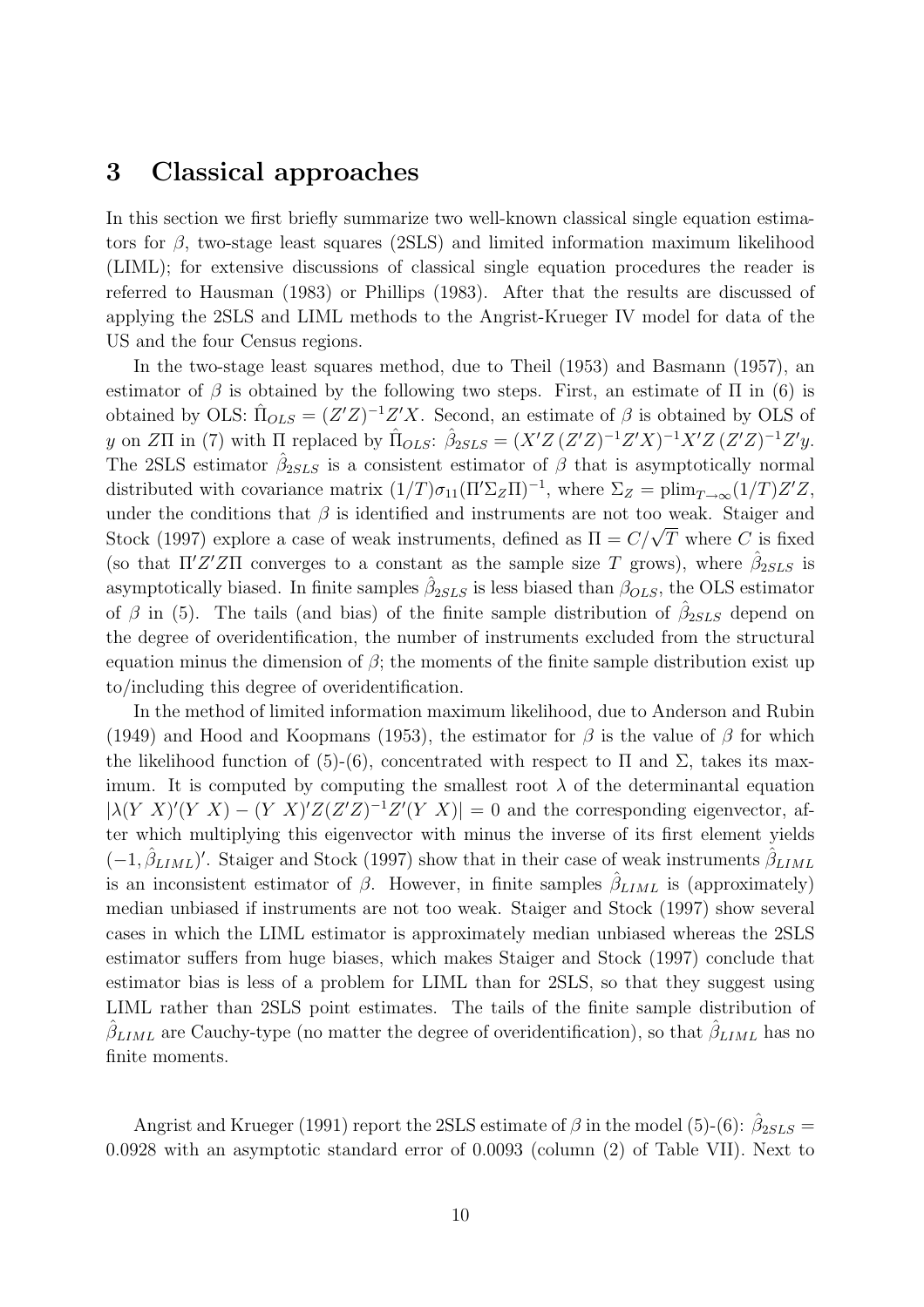## 3 Classical approaches

In this section we first briefly summarize two well-known classical single equation estimators for $\beta$, two-stage least squares (2SLS) and limited information maximum likelihood (LIML); for extensive discussions of classical single equation procedures the reader is referred to Hausman (1983) or Phillips (1983). After that the results are discussed of applying the 2SLS and LIML methods to the Angrist-Krueger IV model for data of the US and the four Census regions.

In the two-stage least squares method, due to Theil (1953) and Basmann (1957), an estimator of $\beta$ is obtained by the following two steps. First, an estimate of $\Pi$ in (6) is obtained by OLS: $\hat{\Pi}_{OLS} = (Z'Z)^{-1}Z'X$. Second, an estimate of $\beta$ is obtained by OLS of $y$ on $Z\Pi$ in (7) with $\Pi$ replaced by $\hat{\Pi}_{OLS}$: $\hat{\beta}_{2SLS} = (X'Z\,(Z'Z)^{-1}Z'X)^{-1}X'Z\,(Z'Z)^{-1}Z'y$. The 2SLS estimator $\hat{\beta}_{2SLS}$ is a consistent estimator of $\beta$ that is asymptotically normal distributed with covariance matrix $(1/T)\sigma_{11}(\Pi'\Sigma_Z\Pi)^{-1}$, where $\Sigma_Z = \text{plim}_{T\to\infty}(1/T)Z'Z$, under the conditions that $\beta$ is identified and instruments are not too weak. Staiger and Stock (1997) explore a case of weak instruments, defined as $\Pi = C/\sqrt{T}$ where $C$ is fixed (so that $\Pi'Z'Z\Pi$ converges to a constant as the sample size $T$ grows), where $\hat{\beta}_{2SLS}$ is asymptotically biased. In finite samples $\hat{\beta}_{2SLS}$ is less biased than $\beta_{OLS}$, the OLS estimator of $\beta$ in (5). The tails (and bias) of the finite sample distribution of $\hat{\beta}_{2SLS}$ depend on the degree of overidentification, the number of instruments excluded from the structural equation minus the dimension of $\beta$; the moments of the finite sample distribution exist up to/including this degree of overidentification.

In the method of limited information maximum likelihood, due to Anderson and Rubin (1949) and Hood and Koopmans (1953), the estimator for $\beta$ is the value of $\beta$ for which the likelihood function of (5)-(6), concentrated with respect to $\Pi$ and $\Sigma$, takes its maximum. It is computed by computing the smallest root $\lambda$ of the determinantal equation $|\lambda(Y\ X)'(Y\ X) - (Y\ X)'Z(Z'Z)^{-1}Z'(Y\ X)| = 0$ and the corresponding eigenvector, after which multiplying this eigenvector with minus the inverse of its first element yields $(-1, \hat{\beta}_{LIML})'$. Staiger and Stock (1997) show that in their case of weak instruments $\hat{\beta}_{LIML}$ is an inconsistent estimator of $\beta$. However, in finite samples $\hat{\beta}_{LIML}$ is (approximately) median unbiased if instruments are not too weak. Staiger and Stock (1997) show several cases in which the LIML estimator is approximately median unbiased whereas the 2SLS estimator suffers from huge biases, which makes Staiger and Stock (1997) conclude that estimator bias is less of a problem for LIML than for 2SLS, so that they suggest using LIML rather than 2SLS point estimates. The tails of the finite sample distribution of $\hat{\beta}_{LIML}$ are Cauchy-type (no matter the degree of overidentification), so that $\hat{\beta}_{LIML}$ has no finite moments.

Angrist and Krueger (1991) report the 2SLS estimate of $\beta$ in the model (5)-(6): $\hat{\beta}_{2SLS} = 0.0928$ with an asymptotic standard error of 0.0093 (column (2) of Table VII). Next to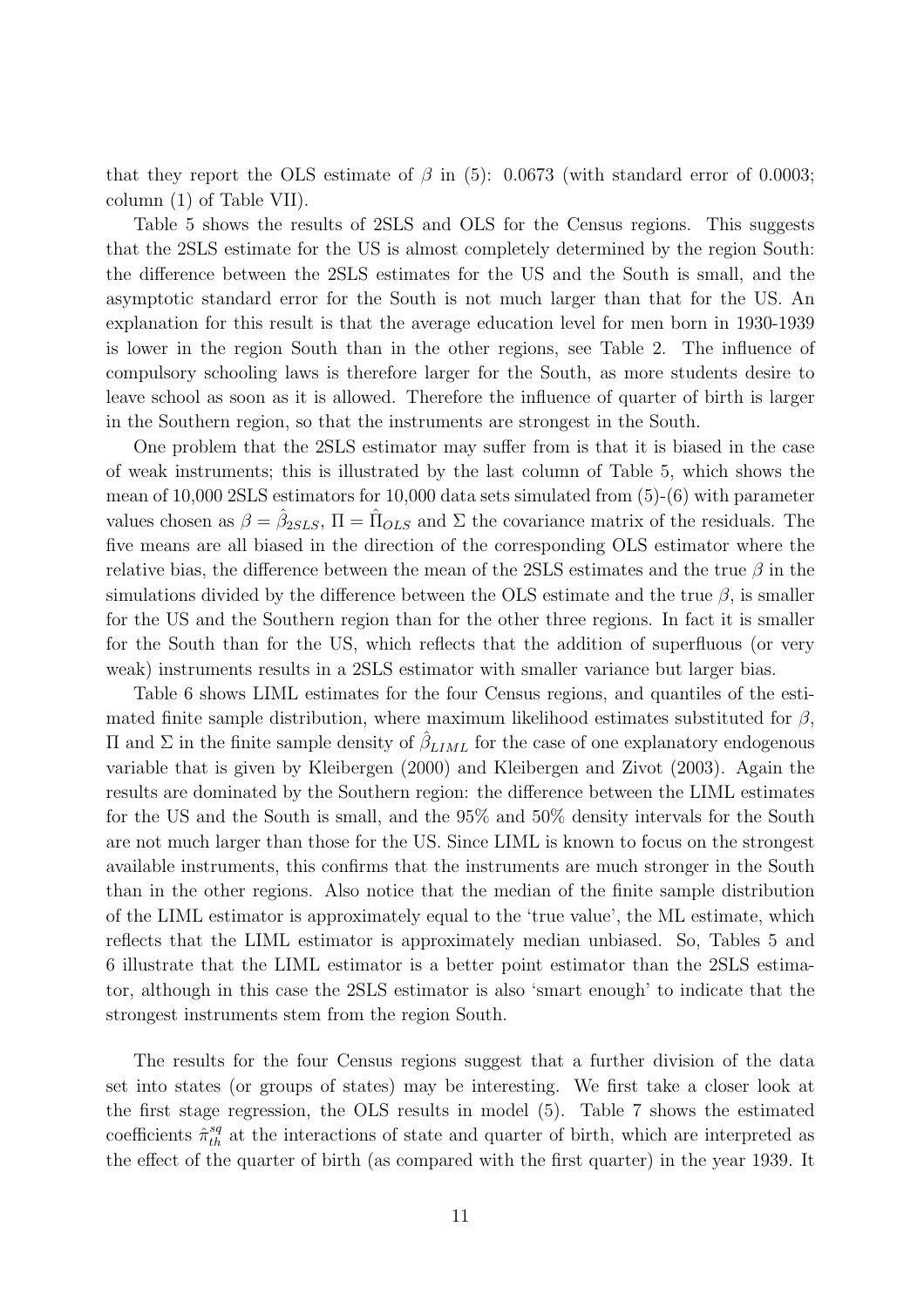that they report the OLS estimate of $\beta$ in (5): 0.0673 (with standard error of 0.0003; column (1) of Table VII).

Table 5 shows the results of 2SLS and OLS for the Census regions. This suggests that the 2SLS estimate for the US is almost completely determined by the region South: the difference between the 2SLS estimates for the US and the South is small, and the asymptotic standard error for the South is not much larger than that for the US. An explanation for this result is that the average education level for men born in 1930-1939 is lower in the region South than in the other regions, see Table 2. The influence of compulsory schooling laws is therefore larger for the South, as more students desire to leave school as soon as it is allowed. Therefore the influence of quarter of birth is larger in the Southern region, so that the instruments are strongest in the South.

One problem that the 2SLS estimator may suffer from is that it is biased in the case of weak instruments; this is illustrated by the last column of Table 5, which shows the mean of 10,000 2SLS estimators for 10,000 data sets simulated from (5)-(6) with parameter values chosen as $\beta = \hat{\beta}_{2SLS}$, $\Pi = \hat{\Pi}_{OLS}$ and $\Sigma$ the covariance matrix of the residuals. The five means are all biased in the direction of the corresponding OLS estimator where the relative bias, the difference between the mean of the 2SLS estimates and the true $\beta$ in the simulations divided by the difference between the OLS estimate and the true $\beta$, is smaller for the US and the Southern region than for the other three regions. In fact it is smaller for the South than for the US, which reflects that the addition of superfluous (or very weak) instruments results in a 2SLS estimator with smaller variance but larger bias.

Table 6 shows LIML estimates for the four Census regions, and quantiles of the estimated finite sample distribution, where maximum likelihood estimates substituted for $\beta$, $\Pi$ and $\Sigma$ in the finite sample density of $\hat{\beta}_{LIML}$ for the case of one explanatory endogenous variable that is given by Kleibergen (2000) and Kleibergen and Zivot (2003). Again the results are dominated by the Southern region: the difference between the LIML estimates for the US and the South is small, and the 95% and 50% density intervals for the South are not much larger than those for the US. Since LIML is known to focus on the strongest available instruments, this confirms that the instruments are much stronger in the South than in the other regions. Also notice that the median of the finite sample distribution of the LIML estimator is approximately equal to the 'true value', the ML estimate, which reflects that the LIML estimator is approximately median unbiased. So, Tables 5 and 6 illustrate that the LIML estimator is a better point estimator than the 2SLS estimator, although in this case the 2SLS estimator is also 'smart enough' to indicate that the strongest instruments stem from the region South.

The results for the four Census regions suggest that a further division of the data set into states (or groups of states) may be interesting. We first take a closer look at the first stage regression, the OLS results in model (5). Table 7 shows the estimated coefficients $\hat{\pi}^{sq}_{th}$ at the interactions of state and quarter of birth, which are interpreted as the effect of the quarter of birth (as compared with the first quarter) in the year 1939. It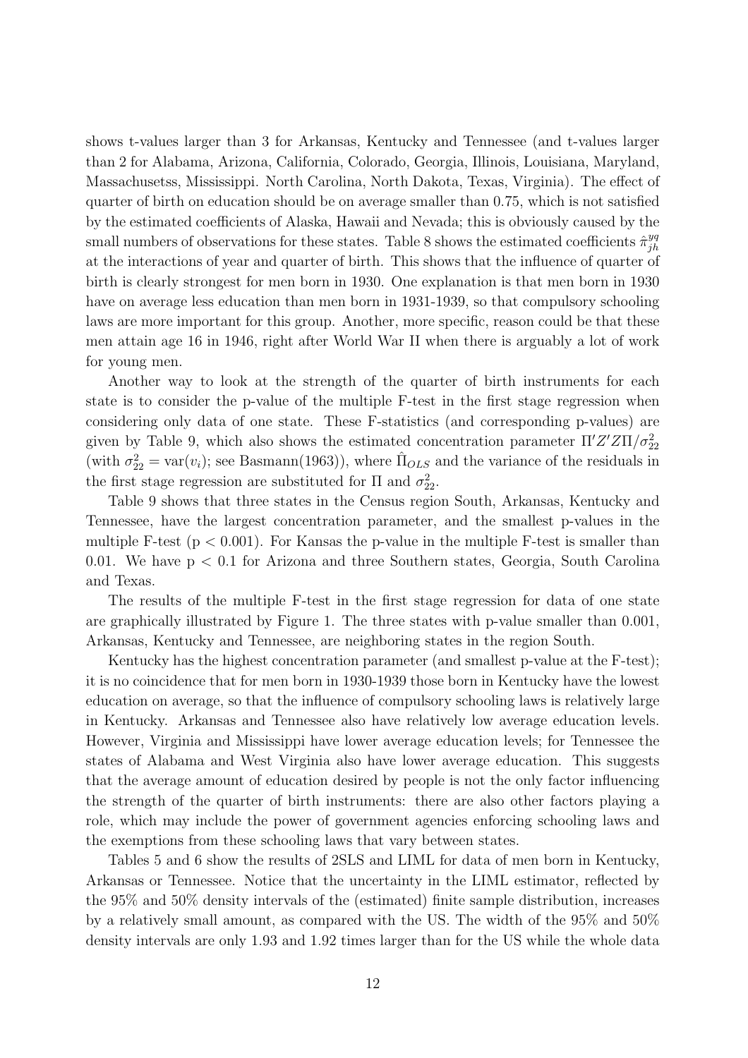shows t-values larger than 3 for Arkansas, Kentucky and Tennessee (and t-values larger than 2 for Alabama, Arizona, California, Colorado, Georgia, Illinois, Louisiana, Maryland, Massachusetss, Mississippi. North Carolina, North Dakota, Texas, Virginia). The effect of quarter of birth on education should be on average smaller than 0.75, which is not satisfied by the estimated coefficients of Alaska, Hawaii and Nevada; this is obviously caused by the small numbers of observations for these states. Table 8 shows the estimated coefficients $\hat{\pi}^{yq}_{jh}$ at the interactions of year and quarter of birth. This shows that the influence of quarter of birth is clearly strongest for men born in 1930. One explanation is that men born in 1930 have on average less education than men born in 1931-1939, so that compulsory schooling laws are more important for this group. Another, more specific, reason could be that these men attain age 16 in 1946, right after World War II when there is arguably a lot of work for young men.

Another way to look at the strength of the quarter of birth instruments for each state is to consider the p-value of the multiple F-test in the first stage regression when considering only data of one state. These F-statistics (and corresponding p-values) are given by Table 9, which also shows the estimated concentration parameter $\Pi' Z' Z \Pi / \sigma^2_{22}$ (with $\sigma^2_{22} = \text{var}(v_i)$; see Basmann(1963)), where $\hat{\Pi}_{OLS}$ and the variance of the residuals in the first stage regression are substituted for $\Pi$ and $\sigma^2_{22}$.

Table 9 shows that three states in the Census region South, Arkansas, Kentucky and Tennessee, have the largest concentration parameter, and the smallest p-values in the multiple F-test ($p < 0.001$). For Kansas the p-value in the multiple F-test is smaller than 0.01. We have $p < 0.1$ for Arizona and three Southern states, Georgia, South Carolina and Texas.

The results of the multiple F-test in the first stage regression for data of one state are graphically illustrated by Figure 1. The three states with p-value smaller than 0.001, Arkansas, Kentucky and Tennessee, are neighboring states in the region South.

Kentucky has the highest concentration parameter (and smallest p-value at the F-test); it is no coincidence that for men born in 1930-1939 those born in Kentucky have the lowest education on average, so that the influence of compulsory schooling laws is relatively large in Kentucky. Arkansas and Tennessee also have relatively low average education levels. However, Virginia and Mississippi have lower average education levels; for Tennessee the states of Alabama and West Virginia also have lower average education. This suggests that the average amount of education desired by people is not the only factor influencing the strength of the quarter of birth instruments: there are also other factors playing a role, which may include the power of government agencies enforcing schooling laws and the exemptions from these schooling laws that vary between states.

Tables 5 and 6 show the results of 2SLS and LIML for data of men born in Kentucky, Arkansas or Tennessee. Notice that the uncertainty in the LIML estimator, reflected by the 95% and 50% density intervals of the (estimated) finite sample distribution, increases by a relatively small amount, as compared with the US. The width of the 95% and 50% density intervals are only 1.93 and 1.92 times larger than for the US while the whole data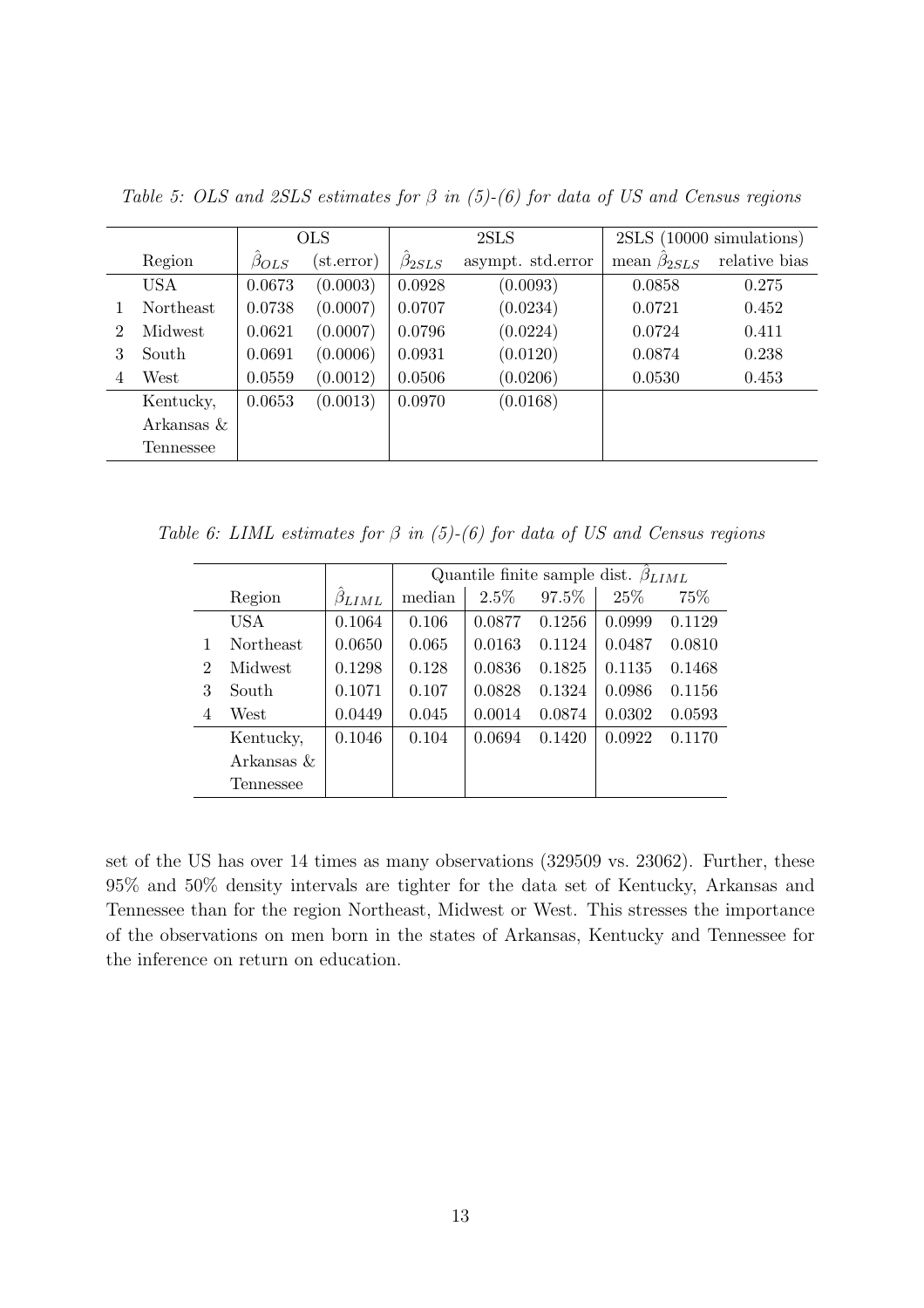*Table 5: OLS and 2SLS estimates for $\beta$ in (5)-(6) for data of US and Census regions*

| | | OLS | | 2SLS | | 2SLS (10000 simulations) | |
|---|---|---|---|---|---|---|---|
| | Region | $\hat{\beta}_{OLS}$ | (st.error) | $\hat{\beta}_{2SLS}$ | asympt. std.error | mean $\hat{\beta}_{2SLS}$ | relative bias |
| | USA | 0.0673 | (0.0003) | 0.0928 | (0.0093) | 0.0858 | 0.275 |
| 1 | Northeast | 0.0738 | (0.0007) | 0.0707 | (0.0234) | 0.0721 | 0.452 |
| 2 | Midwest | 0.0621 | (0.0007) | 0.0796 | (0.0224) | 0.0724 | 0.411 |
| 3 | South | 0.0691 | (0.0006) | 0.0931 | (0.0120) | 0.0874 | 0.238 |
| 4 | West | 0.0559 | (0.0012) | 0.0506 | (0.0206) | 0.0530 | 0.453 |
| | Kentucky, Arkansas & Tennessee | 0.0653 | (0.0013) | 0.0970 | (0.0168) | | |

*Table 6: LIML estimates for $\beta$ in (5)-(6) for data of US and Census regions*

| | | | Quantile finite sample dist. $\hat{\beta}_{LIML}$ | | | | |
|---|---|---|---|---|---|---|---|
| | Region | $\hat{\beta}_{LIML}$ | median | 2.5% | 97.5% | 25% | 75% |
| | USA | 0.1064 | 0.106 | 0.0877 | 0.1256 | 0.0999 | 0.1129 |
| 1 | Northeast | 0.0650 | 0.065 | 0.0163 | 0.1124 | 0.0487 | 0.0810 |
| 2 | Midwest | 0.1298 | 0.128 | 0.0836 | 0.1825 | 0.1135 | 0.1468 |
| 3 | South | 0.1071 | 0.107 | 0.0828 | 0.1324 | 0.0986 | 0.1156 |
| 4 | West | 0.0449 | 0.045 | 0.0014 | 0.0874 | 0.0302 | 0.0593 |
| | Kentucky, Arkansas & Tennessee | 0.1046 | 0.104 | 0.0694 | 0.1420 | 0.0922 | 0.1170 |

set of the US has over 14 times as many observations (329509 vs. 23062). Further, these 95% and 50% density intervals are tighter for the data set of Kentucky, Arkansas and Tennessee than for the region Northeast, Midwest or West. This stresses the importance of the observations on men born in the states of Arkansas, Kentucky and Tennessee for the inference on return on education.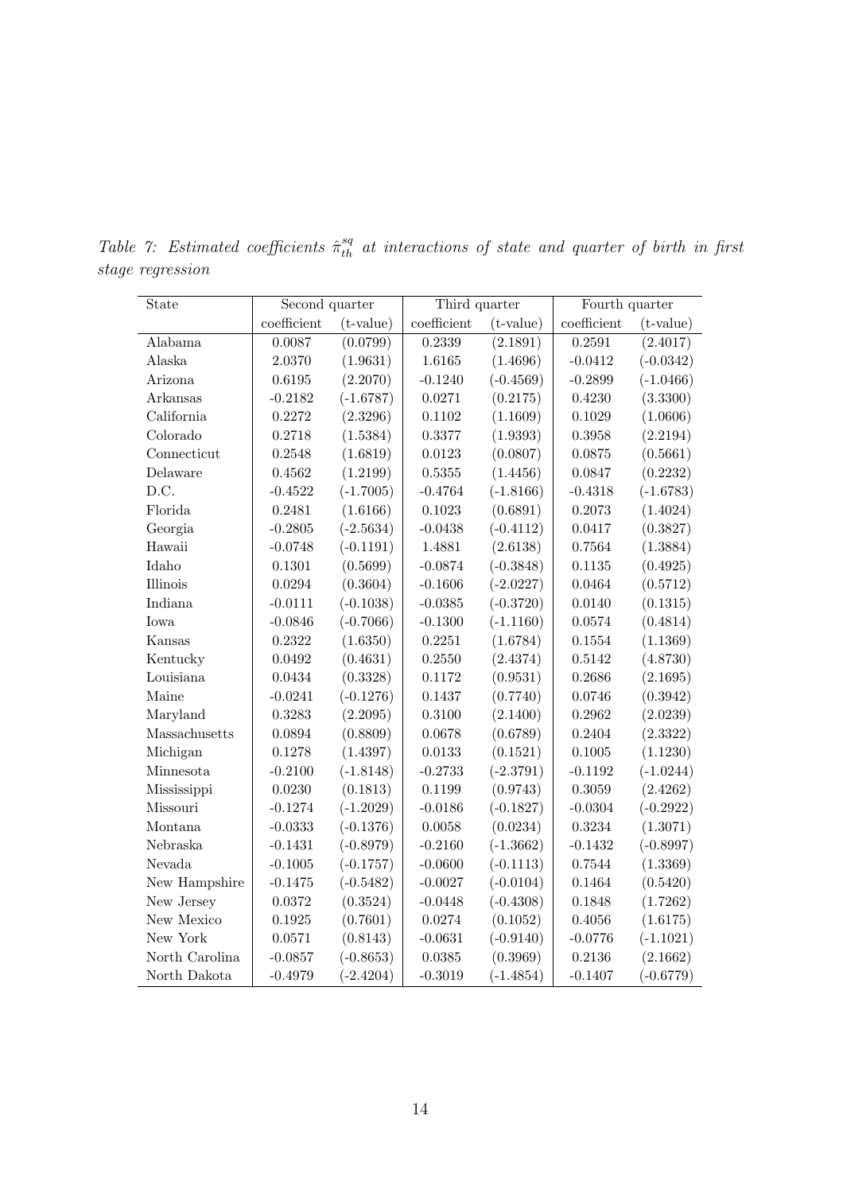*Table 7: Estimated coefficients $\hat{\pi}^{sq}_{th}$ at interactions of state and quarter of birth in first stage regression*

| State | Second quarter | | Third quarter | | Fourth quarter | |
|---|---|---|---|---|---|---|
| | coefficient | (t-value) | coefficient | (t-value) | coefficient | (t-value) |
| Alabama | 0.0087 | (0.0799) | 0.2339 | (2.1891) | 0.2591 | (2.4017) |
| Alaska | 2.0370 | (1.9631) | 1.6165 | (1.4696) | -0.0412 | (-0.0342) |
| Arizona | 0.6195 | (2.2070) | -0.1240 | (-0.4569) | -0.2899 | (-1.0466) |
| Arkansas | -0.2182 | (-1.6787) | 0.0271 | (0.2175) | 0.4230 | (3.3300) |
| California | 0.2272 | (2.3296) | 0.1102 | (1.1609) | 0.1029 | (1.0606) |
| Colorado | 0.2718 | (1.5384) | 0.3377 | (1.9393) | 0.3958 | (2.2194) |
| Connecticut | 0.2548 | (1.6819) | 0.0123 | (0.0807) | 0.0875 | (0.5661) |
| Delaware | 0.4562 | (1.2199) | 0.5355 | (1.4456) | 0.0847 | (0.2232) |
| D.C. | -0.4522 | (-1.7005) | -0.4764 | (-1.8166) | -0.4318 | (-1.6783) |
| Florida | 0.2481 | (1.6166) | 0.1023 | (0.6891) | 0.2073 | (1.4024) |
| Georgia | -0.2805 | (-2.5634) | -0.0438 | (-0.4112) | 0.0417 | (0.3827) |
| Hawaii | -0.0748 | (-0.1191) | 1.4881 | (2.6138) | 0.7564 | (1.3884) |
| Idaho | 0.1301 | (0.5699) | -0.0874 | (-0.3848) | 0.1135 | (0.4925) |
| Illinois | 0.0294 | (0.3604) | -0.1606 | (-2.0227) | 0.0464 | (0.5712) |
| Indiana | -0.0111 | (-0.1038) | -0.0385 | (-0.3720) | 0.0140 | (0.1315) |
| Iowa | -0.0846 | (-0.7066) | -0.1300 | (-1.1160) | 0.0574 | (0.4814) |
| Kansas | 0.2322 | (1.6350) | 0.2251 | (1.6784) | 0.1554 | (1.1369) |
| Kentucky | 0.0492 | (0.4631) | 0.2550 | (2.4374) | 0.5142 | (4.8730) |
| Louisiana | 0.0434 | (0.3328) | 0.1172 | (0.9531) | 0.2686 | (2.1695) |
| Maine | -0.0241 | (-0.1276) | 0.1437 | (0.7740) | 0.0746 | (0.3942) |
| Maryland | 0.3283 | (2.2095) | 0.3100 | (2.1400) | 0.2962 | (2.0239) |
| Massachusetts | 0.0894 | (0.8809) | 0.0678 | (0.6789) | 0.2404 | (2.3322) |
| Michigan | 0.1278 | (1.4397) | 0.0133 | (0.1521) | 0.1005 | (1.1230) |
| Minnesota | -0.2100 | (-1.8148) | -0.2733 | (-2.3791) | -0.1192 | (-1.0244) |
| Mississippi | 0.0230 | (0.1813) | 0.1199 | (0.9743) | 0.3059 | (2.4262) |
| Missouri | -0.1274 | (-1.2029) | -0.0186 | (-0.1827) | -0.0304 | (-0.2922) |
| Montana | -0.0333 | (-0.1376) | 0.0058 | (0.0234) | 0.3234 | (1.3071) |
| Nebraska | -0.1431 | (-0.8979) | -0.2160 | (-1.3662) | -0.1432 | (-0.8997) |
| Nevada | -0.1005 | (-0.1757) | -0.0600 | (-0.1113) | 0.7544 | (1.3369) |
| New Hampshire | -0.1475 | (-0.5482) | -0.0027 | (-0.0104) | 0.1464 | (0.5420) |
| New Jersey | 0.0372 | (0.3524) | -0.0448 | (-0.4308) | 0.1848 | (1.7262) |
| New Mexico | 0.1925 | (0.7601) | 0.0274 | (0.1052) | 0.4056 | (1.6175) |
| New York | 0.0571 | (0.8143) | -0.0631 | (-0.9140) | -0.0776 | (-1.1021) |
| North Carolina | -0.0857 | (-0.8653) | 0.0385 | (0.3969) | 0.2136 | (2.1662) |
| North Dakota | -0.4979 | (-2.4204) | -0.3019 | (-1.4854) | -0.1407 | (-0.6779) |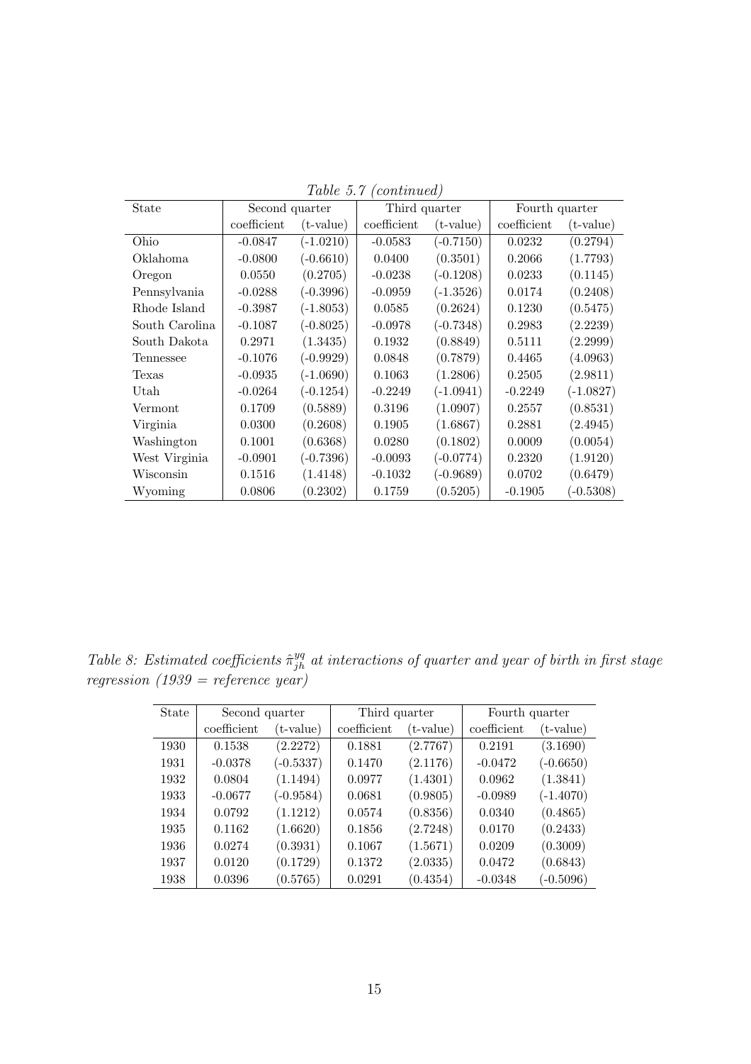*Table 5.7 (continued)*

| State | Second quarter | | Third quarter | | Fourth quarter | |
|---|---|---|---|---|---|---|
| | coefficient | (t-value) | coefficient | (t-value) | coefficient | (t-value) |
| Ohio | -0.0847 | (-1.0210) | -0.0583 | (-0.7150) | 0.0232 | (0.2794) |
| Oklahoma | -0.0800 | (-0.6610) | 0.0400 | (0.3501) | 0.2066 | (1.7793) |
| Oregon | 0.0550 | (0.2705) | -0.0238 | (-0.1208) | 0.0233 | (0.1145) |
| Pennsylvania | -0.0288 | (-0.3996) | -0.0959 | (-1.3526) | 0.0174 | (0.2408) |
| Rhode Island | -0.3987 | (-1.8053) | 0.0585 | (0.2624) | 0.1230 | (0.5475) |
| South Carolina | -0.1087 | (-0.8025) | -0.0978 | (-0.7348) | 0.2983 | (2.2239) |
| South Dakota | 0.2971 | (1.3435) | 0.1932 | (0.8849) | 0.5111 | (2.2999) |
| Tennessee | -0.1076 | (-0.9929) | 0.0848 | (0.7879) | 0.4465 | (4.0963) |
| Texas | -0.0935 | (-1.0690) | 0.1063 | (1.2806) | 0.2505 | (2.9811) |
| Utah | -0.0264 | (-0.1254) | -0.2249 | (-1.0941) | -0.2249 | (-1.0827) |
| Vermont | 0.1709 | (0.5889) | 0.3196 | (1.0907) | 0.2557 | (0.8531) |
| Virginia | 0.0300 | (0.2608) | 0.1905 | (1.6867) | 0.2881 | (2.4945) |
| Washington | 0.1001 | (0.6368) | 0.0280 | (0.1802) | 0.0009 | (0.0054) |
| West Virginia | -0.0901 | (-0.7396) | -0.0093 | (-0.0774) | 0.2320 | (1.9120) |
| Wisconsin | 0.1516 | (1.4148) | -0.1032 | (-0.9689) | 0.0702 | (0.6479) |
| Wyoming | 0.0806 | (0.2302) | 0.1759 | (0.5205) | -0.1905 | (-0.5308) |

*Table 8: Estimated coefficients $\hat{\pi}^{yq}_{jh}$ at interactions of quarter and year of birth in first stage regression (1939 = reference year)*

| State | Second quarter | | Third quarter | | Fourth quarter | |
|---|---|---|---|---|---|---|
| | coefficient | (t-value) | coefficient | (t-value) | coefficient | (t-value) |
| 1930 | 0.1538 | (2.2272) | 0.1881 | (2.7767) | 0.2191 | (3.1690) |
| 1931 | -0.0378 | (-0.5337) | 0.1470 | (2.1176) | -0.0472 | (-0.6650) |
| 1932 | 0.0804 | (1.1494) | 0.0977 | (1.4301) | 0.0962 | (1.3841) |
| 1933 | -0.0677 | (-0.9584) | 0.0681 | (0.9805) | -0.0989 | (-1.4070) |
| 1934 | 0.0792 | (1.1212) | 0.0574 | (0.8356) | 0.0340 | (0.4865) |
| 1935 | 0.1162 | (1.6620) | 0.1856 | (2.7248) | 0.0170 | (0.2433) |
| 1936 | 0.0274 | (0.3931) | 0.1067 | (1.5671) | 0.0209 | (0.3009) |
| 1937 | 0.0120 | (0.1729) | 0.1372 | (2.0335) | 0.0472 | (0.6843) |
| 1938 | 0.0396 | (0.5765) | 0.0291 | (0.4354) | -0.0348 | (-0.5096) |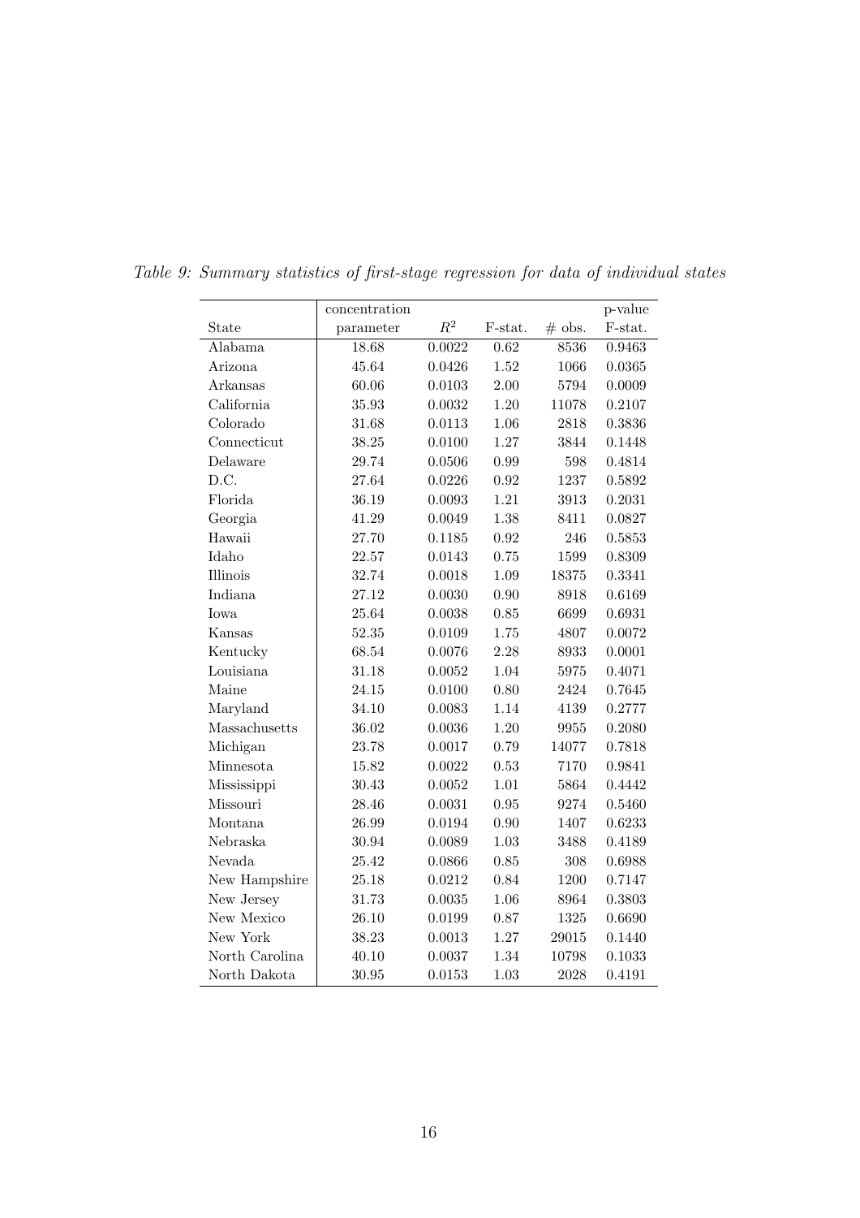*Table 9: Summary statistics of first-stage regression for data of individual states*

| State | concentration parameter | $R^2$ | F-stat. | # obs. | p-value F-stat. |
|---|---|---|---|---|---|
| Alabama | 18.68 | 0.0022 | 0.62 | 8536 | 0.9463 |
| Arizona | 45.64 | 0.0426 | 1.52 | 1066 | 0.0365 |
| Arkansas | 60.06 | 0.0103 | 2.00 | 5794 | 0.0009 |
| California | 35.93 | 0.0032 | 1.20 | 11078 | 0.2107 |
| Colorado | 31.68 | 0.0113 | 1.06 | 2818 | 0.3836 |
| Connecticut | 38.25 | 0.0100 | 1.27 | 3844 | 0.1448 |
| Delaware | 29.74 | 0.0506 | 0.99 | 598 | 0.4814 |
| D.C. | 27.64 | 0.0226 | 0.92 | 1237 | 0.5892 |
| Florida | 36.19 | 0.0093 | 1.21 | 3913 | 0.2031 |
| Georgia | 41.29 | 0.0049 | 1.38 | 8411 | 0.0827 |
| Hawaii | 27.70 | 0.1185 | 0.92 | 246 | 0.5853 |
| Idaho | 22.57 | 0.0143 | 0.75 | 1599 | 0.8309 |
| Illinois | 32.74 | 0.0018 | 1.09 | 18375 | 0.3341 |
| Indiana | 27.12 | 0.0030 | 0.90 | 8918 | 0.6169 |
| Iowa | 25.64 | 0.0038 | 0.85 | 6699 | 0.6931 |
| Kansas | 52.35 | 0.0109 | 1.75 | 4807 | 0.0072 |
| Kentucky | 68.54 | 0.0076 | 2.28 | 8933 | 0.0001 |
| Louisiana | 31.18 | 0.0052 | 1.04 | 5975 | 0.4071 |
| Maine | 24.15 | 0.0100 | 0.80 | 2424 | 0.7645 |
| Maryland | 34.10 | 0.0083 | 1.14 | 4139 | 0.2777 |
| Massachusetts | 36.02 | 0.0036 | 1.20 | 9955 | 0.2080 |
| Michigan | 23.78 | 0.0017 | 0.79 | 14077 | 0.7818 |
| Minnesota | 15.82 | 0.0022 | 0.53 | 7170 | 0.9841 |
| Mississippi | 30.43 | 0.0052 | 1.01 | 5864 | 0.4442 |
| Missouri | 28.46 | 0.0031 | 0.95 | 9274 | 0.5460 |
| Montana | 26.99 | 0.0194 | 0.90 | 1407 | 0.6233 |
| Nebraska | 30.94 | 0.0089 | 1.03 | 3488 | 0.4189 |
| Nevada | 25.42 | 0.0866 | 0.85 | 308 | 0.6988 |
| New Hampshire | 25.18 | 0.0212 | 0.84 | 1200 | 0.7147 |
| New Jersey | 31.73 | 0.0035 | 1.06 | 8964 | 0.3803 |
| New Mexico | 26.10 | 0.0199 | 0.87 | 1325 | 0.6690 |
| New York | 38.23 | 0.0013 | 1.27 | 29015 | 0.1440 |
| North Carolina | 40.10 | 0.0037 | 1.34 | 10798 | 0.1033 |
| North Dakota | 30.95 | 0.0153 | 1.03 | 2028 | 0.4191 |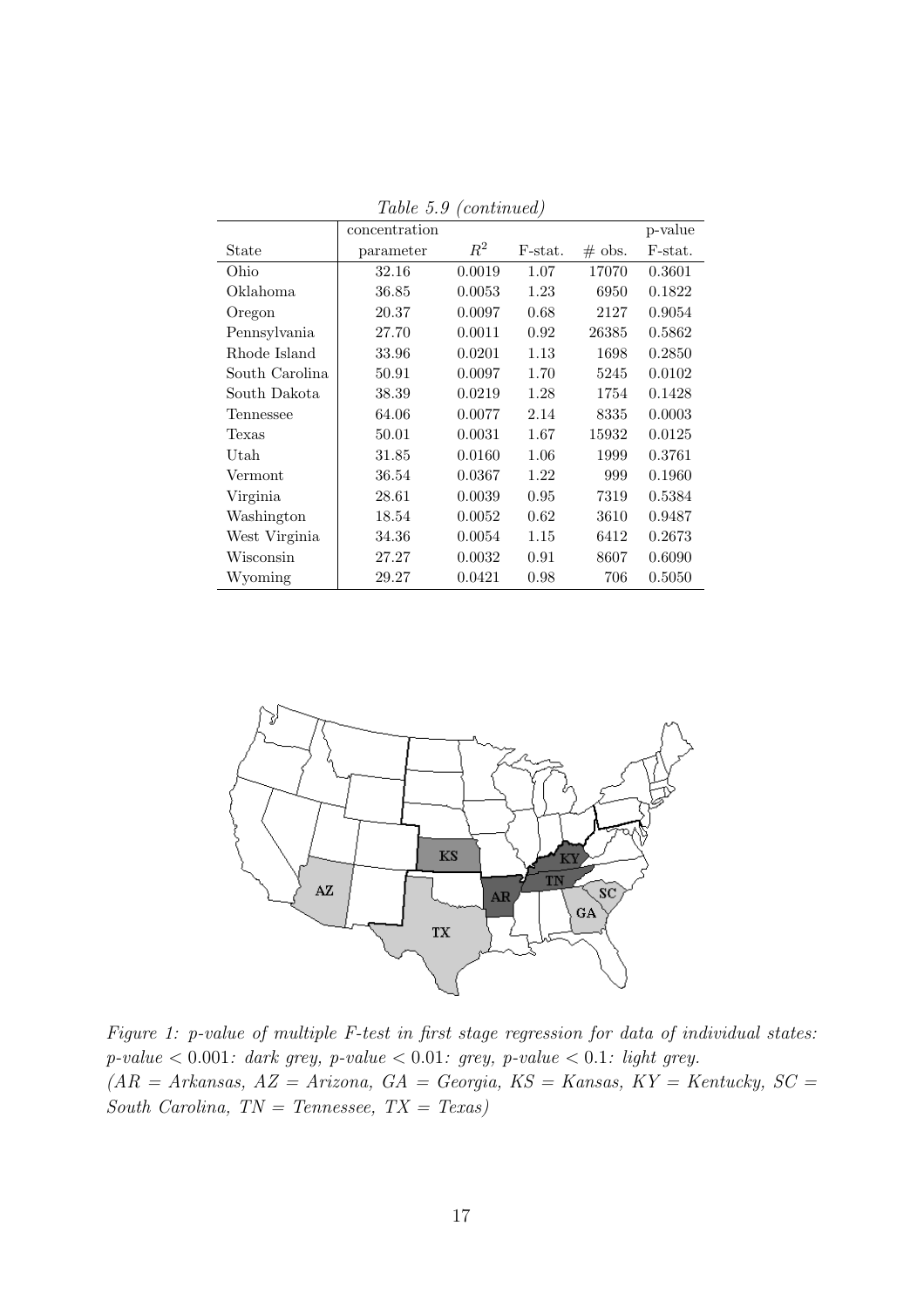*Table 5.9 (continued)*

| State | concentration parameter | $R^2$ | F-stat. | # obs. | p-value F-stat. |
|---|---|---|---|---|---|
| Ohio | 32.16 | 0.0019 | 1.07 | 17070 | 0.3601 |
| Oklahoma | 36.85 | 0.0053 | 1.23 | 6950 | 0.1822 |
| Oregon | 20.37 | 0.0097 | 0.68 | 2127 | 0.9054 |
| Pennsylvania | 27.70 | 0.0011 | 0.92 | 26385 | 0.5862 |
| Rhode Island | 33.96 | 0.0201 | 1.13 | 1698 | 0.2850 |
| South Carolina | 50.91 | 0.0097 | 1.70 | 5245 | 0.0102 |
| South Dakota | 38.39 | 0.0219 | 1.28 | 1754 | 0.1428 |
| Tennessee | 64.06 | 0.0077 | 2.14 | 8335 | 0.0003 |
| Texas | 50.01 | 0.0031 | 1.67 | 15932 | 0.0125 |
| Utah | 31.85 | 0.0160 | 1.06 | 1999 | 0.3761 |
| Vermont | 36.54 | 0.0367 | 1.22 | 999 | 0.1960 |
| Virginia | 28.61 | 0.0039 | 0.95 | 7319 | 0.5384 |
| Washington | 18.54 | 0.0052 | 0.62 | 3610 | 0.9487 |
| West Virginia | 34.36 | 0.0054 | 1.15 | 6412 | 0.2673 |
| Wisconsin | 27.27 | 0.0032 | 0.91 | 8607 | 0.6090 |
| Wyoming | 29.27 | 0.0421 | 0.98 | 706 | 0.5050 |

*Figure 1: p-value of multiple F-test in first stage regression for data of individual states: p-value $< 0.001$: dark grey, p-value $< 0.01$: grey, p-value $< 0.1$: light grey. (AR = Arkansas, AZ = Arizona, GA = Georgia, KS = Kansas, KY = Kentucky, SC = South Carolina, TN = Tennessee, TX = Texas)*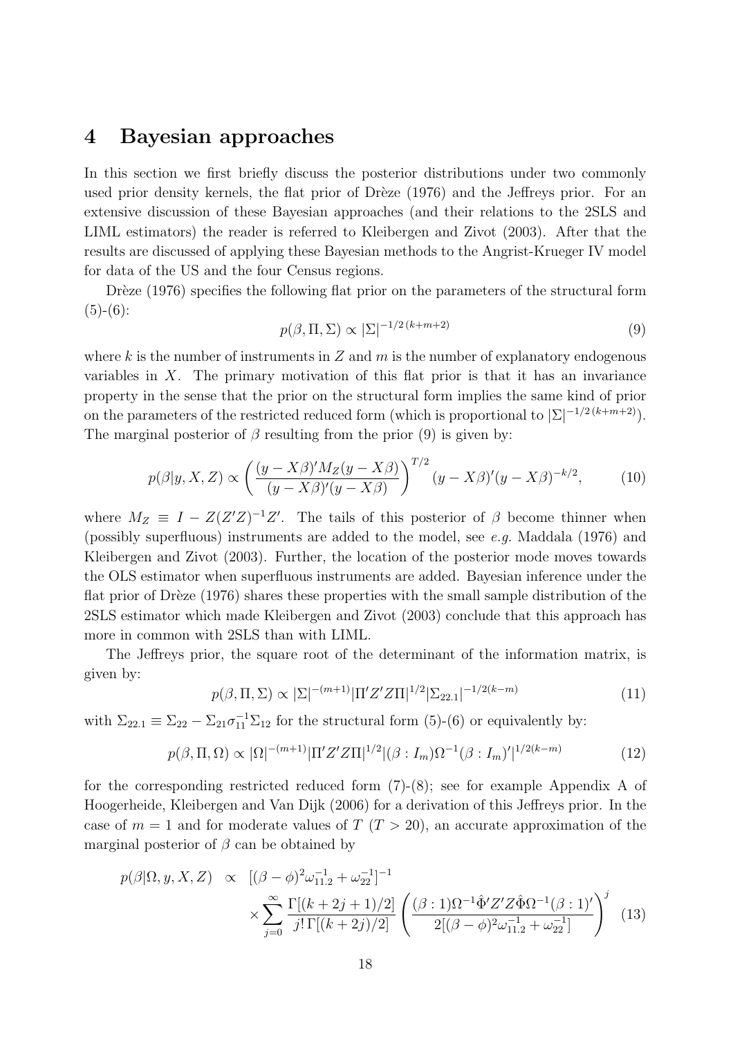# 4 Bayesian approaches

In this section we first briefly discuss the posterior distributions under two commonly used prior density kernels, the flat prior of Drèze (1976) and the Jeffreys prior. For an extensive discussion of these Bayesian approaches (and their relations to the 2SLS and LIML estimators) the reader is referred to Kleibergen and Zivot (2003). After that the results are discussed of applying these Bayesian methods to the Angrist-Krueger IV model for data of the US and the four Census regions.

Drèze (1976) specifies the following flat prior on the parameters of the structural form (5)-(6):

$$p(\beta, \Pi, \Sigma) \propto |\Sigma|^{-1/2\,(k+m+2)} \tag{9}$$

where $k$ is the number of instruments in $Z$ and $m$ is the number of explanatory endogenous variables in $X$. The primary motivation of this flat prior is that it has an invariance property in the sense that the prior on the structural form implies the same kind of prior on the parameters of the restricted reduced form (which is proportional to $|\Sigma|^{-1/2\,(k+m+2)}$). The marginal posterior of $\beta$ resulting from the prior (9) is given by:

$$p(\beta|y, X, Z) \propto \left( \frac{(y - X\beta)' M_Z (y - X\beta)}{(y - X\beta)'(y - X\beta)} \right)^{T/2} (y - X\beta)'(y - X\beta)^{-k/2}, \tag{10}$$

where $M_Z \equiv I - Z(Z'Z)^{-1}Z'$. The tails of this posterior of $\beta$ become thinner when (possibly superfluous) instruments are added to the model, see *e.g.* Maddala (1976) and Kleibergen and Zivot (2003). Further, the location of the posterior mode moves towards the OLS estimator when superfluous instruments are added. Bayesian inference under the flat prior of Drèze (1976) shares these properties with the small sample distribution of the 2SLS estimator which made Kleibergen and Zivot (2003) conclude that this approach has more in common with 2SLS than with LIML.

The Jeffreys prior, the square root of the determinant of the information matrix, is given by:

$$p(\beta, \Pi, \Sigma) \propto |\Sigma|^{-(m+1)} |\Pi' Z' Z \Pi|^{1/2} |\Sigma_{22.1}|^{-1/2(k-m)} \tag{11}$$

with $\Sigma_{22.1} \equiv \Sigma_{22} - \Sigma_{21}\sigma_{11}^{-1}\Sigma_{12}$ for the structural form (5)-(6) or equivalently by:

$$p(\beta, \Pi, \Omega) \propto |\Omega|^{-(m+1)} |\Pi' Z' Z \Pi|^{1/2} |(\beta : I_m)\Omega^{-1}(\beta : I_m)'|^{1/2(k-m)} \tag{12}$$

for the corresponding restricted reduced form (7)-(8); see for example Appendix A of Hoogerheide, Kleibergen and Van Dijk (2006) for a derivation of this Jeffreys prior. In the case of $m = 1$ and for moderate values of $T$ ($T > 20$), an accurate approximation of the marginal posterior of $\beta$ can be obtained by

$$\begin{aligned} p(\beta|\Omega, y, X, Z) \;\; &\propto \;\; [(\beta - \phi)^2 \omega_{11.2}^{-1} + \omega_{22}^{-1}]^{-1} \\ &\quad \times \sum_{j=0}^{\infty} \frac{\Gamma[(k + 2j + 1)/2]}{j!\,\Gamma[(k + 2j)/2]} \left( \frac{(\beta : 1)\Omega^{-1}\hat{\Phi}' Z' Z \hat{\Phi} \Omega^{-1} (\beta : 1)'}{2[(\beta - \phi)^2 \omega_{11.2}^{-1} + \omega_{22}^{-1}]} \right)^j \end{aligned} \tag{13}$$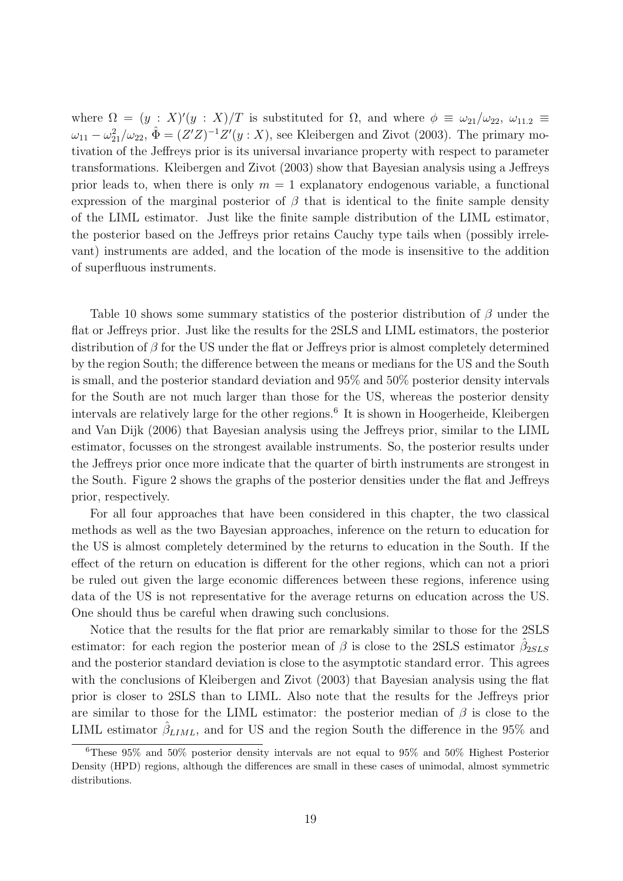where $\Omega = (y : X)'(y : X)/T$ is substituted for $\Omega$, and where $\phi \equiv \omega_{21}/\omega_{22}$, $\omega_{11.2} \equiv \omega_{11} - \omega_{21}^2/\omega_{22}$, $\hat{\Phi} = (Z'Z)^{-1}Z'(y : X)$, see Kleibergen and Zivot (2003). The primary motivation of the Jeffreys prior is its universal invariance property with respect to parameter transformations. Kleibergen and Zivot (2003) show that Bayesian analysis using a Jeffreys prior leads to, when there is only $m = 1$ explanatory endogenous variable, a functional expression of the marginal posterior of $\beta$ that is identical to the finite sample density of the LIML estimator. Just like the finite sample distribution of the LIML estimator, the posterior based on the Jeffreys prior retains Cauchy type tails when (possibly irrelevant) instruments are added, and the location of the mode is insensitive to the addition of superfluous instruments.

Table 10 shows some summary statistics of the posterior distribution of $\beta$ under the flat or Jeffreys prior. Just like the results for the 2SLS and LIML estimators, the posterior distribution of $\beta$ for the US under the flat or Jeffreys prior is almost completely determined by the region South; the difference between the means or medians for the US and the South is small, and the posterior standard deviation and 95% and 50% posterior density intervals for the South are not much larger than those for the US, whereas the posterior density intervals are relatively large for the other regions.[6] It is shown in Hoogerheide, Kleibergen and Van Dijk (2006) that Bayesian analysis using the Jeffreys prior, similar to the LIML estimator, focusses on the strongest available instruments. So, the posterior results under the Jeffreys prior once more indicate that the quarter of birth instruments are strongest in the South. Figure 2 shows the graphs of the posterior densities under the flat and Jeffreys prior, respectively.

For all four approaches that have been considered in this chapter, the two classical methods as well as the two Bayesian approaches, inference on the return to education for the US is almost completely determined by the returns to education in the South. If the effect of the return on education is different for the other regions, which can not a priori be ruled out given the large economic differences between these regions, inference using data of the US is not representative for the average returns on education across the US. One should thus be careful when drawing such conclusions.

Notice that the results for the flat prior are remarkably similar to those for the 2SLS estimator: for each region the posterior mean of $\beta$ is close to the 2SLS estimator $\hat{\beta}_{2SLS}$ and the posterior standard deviation is close to the asymptotic standard error. This agrees with the conclusions of Kleibergen and Zivot (2003) that Bayesian analysis using the flat prior is closer to 2SLS than to LIML. Also note that the results for the Jeffreys prior are similar to those for the LIML estimator: the posterior median of $\beta$ is close to the LIML estimator $\hat{\beta}_{LIML}$, and for US and the region South the difference in the 95% and

[6] These 95% and 50% posterior density intervals are not equal to 95% and 50% Highest Posterior Density (HPD) regions, although the differences are small in these cases of unimodal, almost symmetric distributions.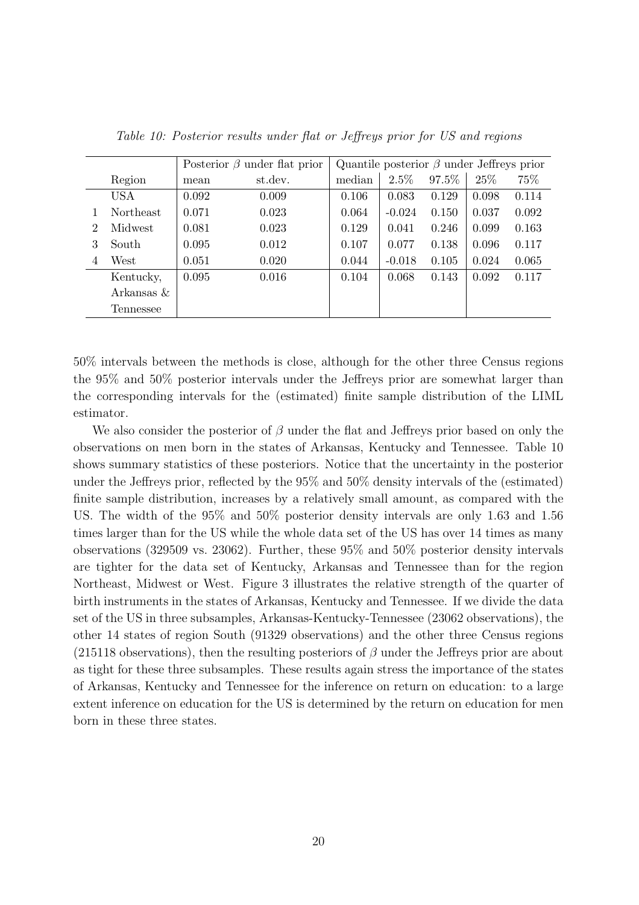*Table 10: Posterior results under flat or Jeffreys prior for US and regions*

| | | Posterior $\beta$ under flat prior | | Quantile posterior $\beta$ under Jeffreys prior | | | | |
|---|---|---|---|---|---|---|---|---|
| | Region | mean | st.dev. | median | 2.5% | 97.5% | 25% | 75% |
| | USA | 0.092 | 0.009 | 0.106 | 0.083 | 0.129 | 0.098 | 0.114 |
| 1 | Northeast | 0.071 | 0.023 | 0.064 | -0.024 | 0.150 | 0.037 | 0.092 |
| 2 | Midwest | 0.081 | 0.023 | 0.129 | 0.041 | 0.246 | 0.099 | 0.163 |
| 3 | South | 0.095 | 0.012 | 0.107 | 0.077 | 0.138 | 0.096 | 0.117 |
| 4 | West | 0.051 | 0.020 | 0.044 | -0.018 | 0.105 | 0.024 | 0.065 |
| | Kentucky, Arkansas & Tennessee | 0.095 | 0.016 | 0.104 | 0.068 | 0.143 | 0.092 | 0.117 |

50% intervals between the methods is close, although for the other three Census regions the 95% and 50% posterior intervals under the Jeffreys prior are somewhat larger than the corresponding intervals for the (estimated) finite sample distribution of the LIML estimator.

We also consider the posterior of $\beta$ under the flat and Jeffreys prior based on only the observations on men born in the states of Arkansas, Kentucky and Tennessee. Table 10 shows summary statistics of these posteriors. Notice that the uncertainty in the posterior under the Jeffreys prior, reflected by the 95% and 50% density intervals of the (estimated) finite sample distribution, increases by a relatively small amount, as compared with the US. The width of the 95% and 50% posterior density intervals are only 1.63 and 1.56 times larger than for the US while the whole data set of the US has over 14 times as many observations (329509 vs. 23062). Further, these 95% and 50% posterior density intervals are tighter for the data set of Kentucky, Arkansas and Tennessee than for the region Northeast, Midwest or West. Figure 3 illustrates the relative strength of the quarter of birth instruments in the states of Arkansas, Kentucky and Tennessee. If we divide the data set of the US in three subsamples, Arkansas-Kentucky-Tennessee (23062 observations), the other 14 states of region South (91329 observations) and the other three Census regions (215118 observations), then the resulting posteriors of $\beta$ under the Jeffreys prior are about as tight for these three subsamples. These results again stress the importance of the states of Arkansas, Kentucky and Tennessee for the inference on return on education: to a large extent inference on education for the US is determined by the return on education for men born in these three states.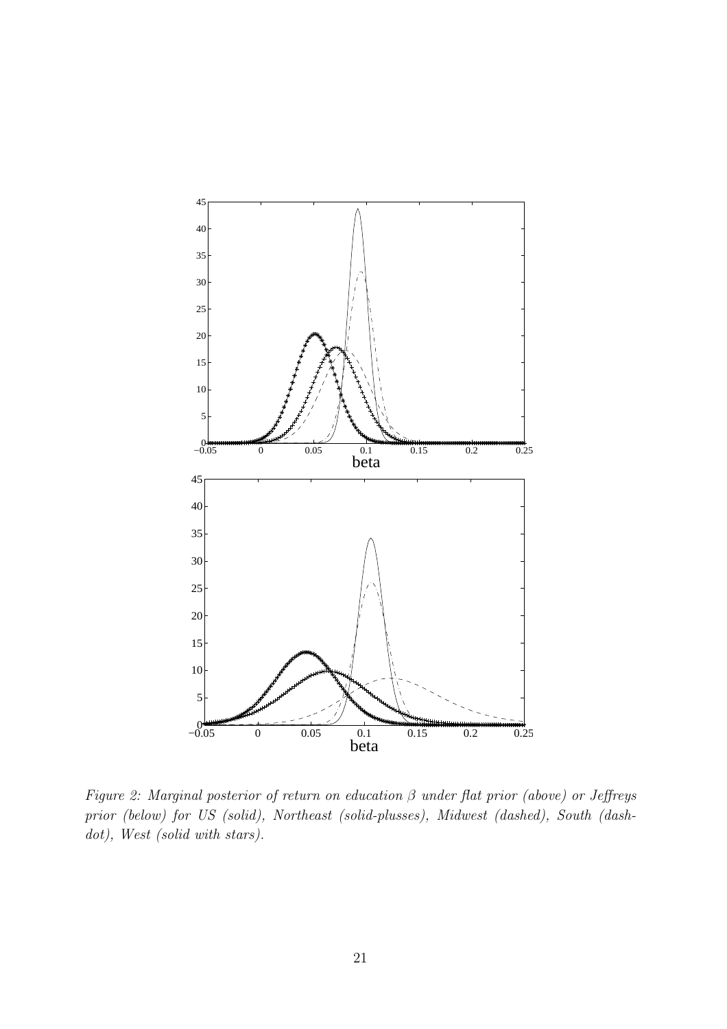*Figure 2: Marginal posterior of return on education $\beta$ under flat prior (above) or Jeffreys prior (below) for US (solid), Northeast (solid-plusses), Midwest (dashed), South (dash-dot), West (solid with stars).*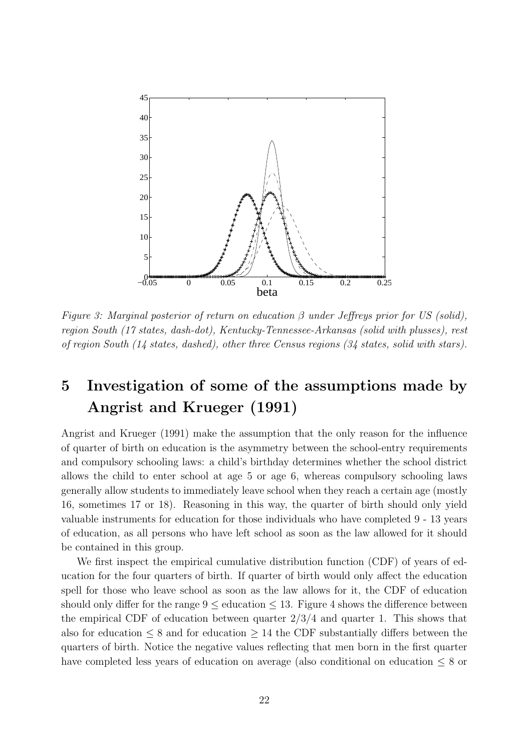*Figure 3: Marginal posterior of return on education $\beta$ under Jeffreys prior for US (solid), region South (17 states, dash-dot), Kentucky-Tennessee-Arkansas (solid with plusses), rest of region South (14 states, dashed), other three Census regions (34 states, solid with stars).*

# 5 Investigation of some of the assumptions made by Angrist and Krueger (1991)

Angrist and Krueger (1991) make the assumption that the only reason for the influence of quarter of birth on education is the asymmetry between the school-entry requirements and compulsory schooling laws: a child's birthday determines whether the school district allows the child to enter school at age 5 or age 6, whereas compulsory schooling laws generally allow students to immediately leave school when they reach a certain age (mostly 16, sometimes 17 or 18). Reasoning in this way, the quarter of birth should only yield valuable instruments for education for those individuals who have completed 9 - 13 years of education, as all persons who have left school as soon as the law allowed for it should be contained in this group.

We first inspect the empirical cumulative distribution function (CDF) of years of education for the four quarters of birth. If quarter of birth would only affect the education spell for those who leave school as soon as the law allows for it, the CDF of education should only differ for the range $9 \leq$ education $\leq 13$. Figure 4 shows the difference between the empirical CDF of education between quarter 2/3/4 and quarter 1. This shows that also for education $\leq 8$ and for education $\geq 14$ the CDF substantially differs between the quarters of birth. Notice the negative values reflecting that men born in the first quarter have completed less years of education on average (also conditional on education $\leq 8$ or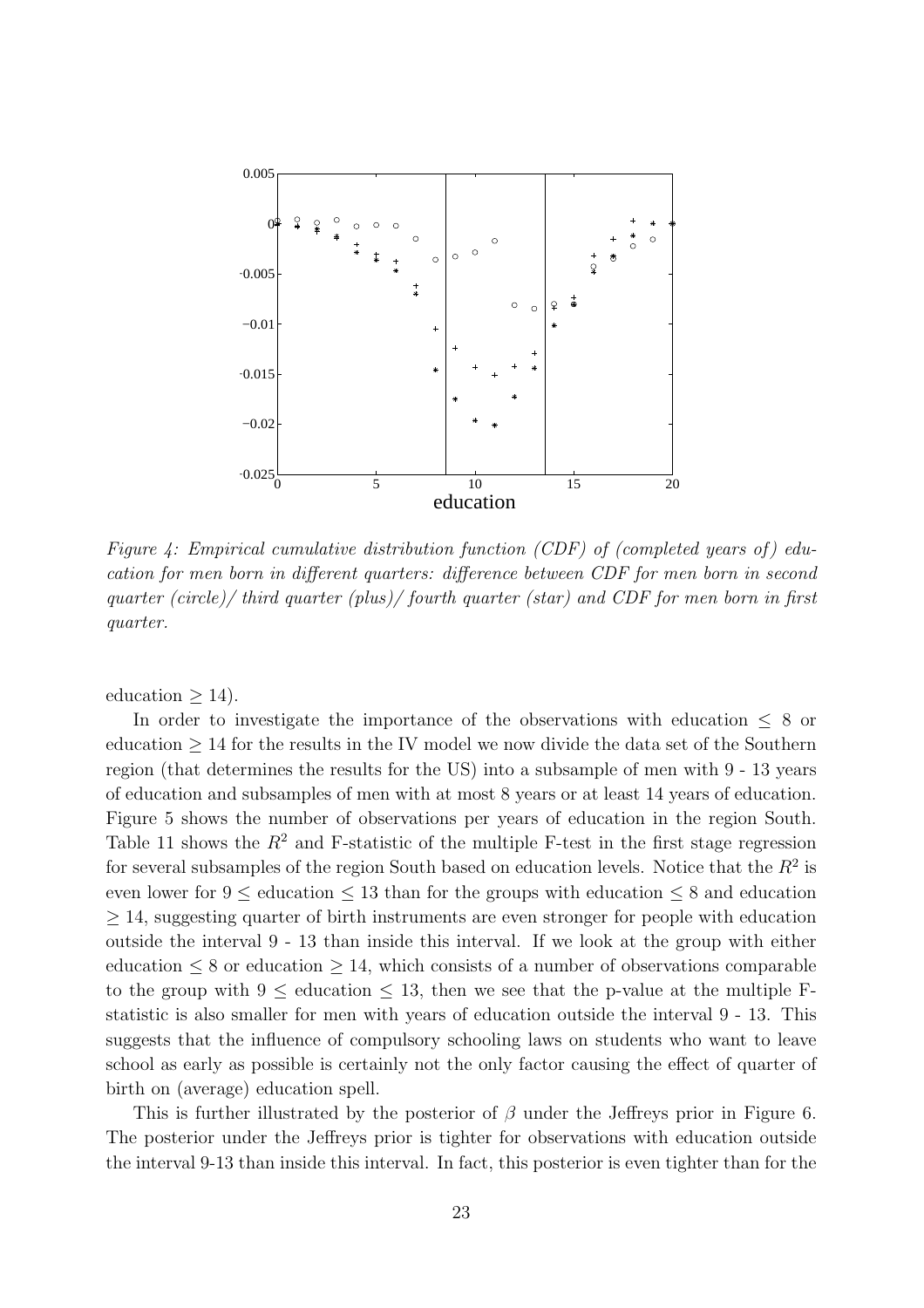*Figure 4: Empirical cumulative distribution function (CDF) of (completed years of) education for men born in different quarters: difference between CDF for men born in second quarter (circle)/ third quarter (plus)/ fourth quarter (star) and CDF for men born in first quarter.*

education $\geq 14$).

In order to investigate the importance of the observations with education $\leq 8$ or education $\geq 14$ for the results in the IV model we now divide the data set of the Southern region (that determines the results for the US) into a subsample of men with 9 - 13 years of education and subsamples of men with at most 8 years or at least 14 years of education. Figure 5 shows the number of observations per years of education in the region South. Table 11 shows the $R^2$ and F-statistic of the multiple F-test in the first stage regression for several subsamples of the region South based on education levels. Notice that the $R^2$ is even lower for $9 \leq$ education $\leq 13$ than for the groups with education $\leq 8$ and education $\geq 14$, suggesting quarter of birth instruments are even stronger for people with education outside the interval 9 - 13 than inside this interval. If we look at the group with either education $\leq 8$ or education $\geq 14$, which consists of a number of observations comparable to the group with $9 \leq$ education $\leq 13$, then we see that the p-value at the multiple F-statistic is also smaller for men with years of education outside the interval 9 - 13. This suggests that the influence of compulsory schooling laws on students who want to leave school as early as possible is certainly not the only factor causing the effect of quarter of birth on (average) education spell.

This is further illustrated by the posterior of $\beta$ under the Jeffreys prior in Figure 6. The posterior under the Jeffreys prior is tighter for observations with education outside the interval 9-13 than inside this interval. In fact, this posterior is even tighter than for the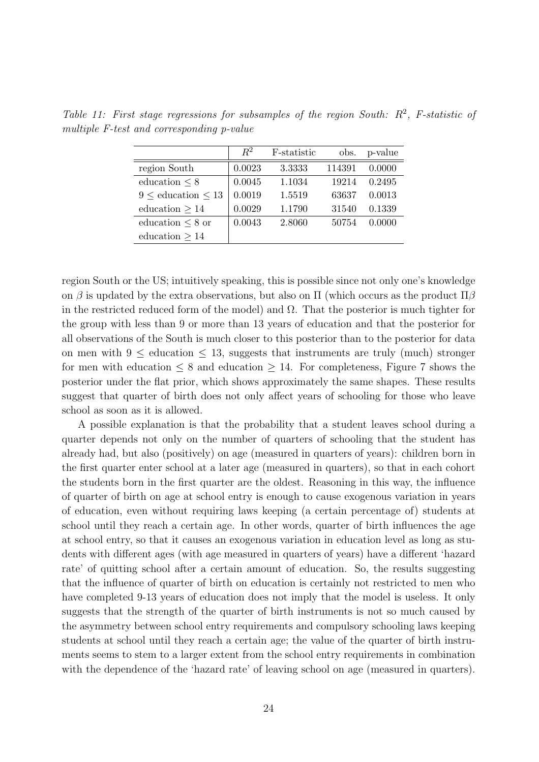*Table 11: First stage regressions for subsamples of the region South: $R^2$, F-statistic of multiple F-test and corresponding p-value*

| | $R^2$ | F-statistic | obs. | p-value |
|---|---|---|---|---|
| region South | 0.0023 | 3.3333 | 114391 | 0.0000 |
| education $\leq 8$ | 0.0045 | 1.1034 | 19214 | 0.2495 |
| $9 \leq$ education $\leq 13$ | 0.0019 | 1.5519 | 63637 | 0.0013 |
| education $\geq 14$ | 0.0029 | 1.1790 | 31540 | 0.1339 |
| education $\leq 8$ or education $\geq 14$ | 0.0043 | 2.8060 | 50754 | 0.0000 |

region South or the US; intuitively speaking, this is possible since not only one's knowledge on $\beta$ is updated by the extra observations, but also on $\Pi$ (which occurs as the product $\Pi\beta$ in the restricted reduced form of the model) and $\Omega$. That the posterior is much tighter for the group with less than 9 or more than 13 years of education and that the posterior for all observations of the South is much closer to this posterior than to the posterior for data on men with $9 \leq$ education $\leq 13$, suggests that instruments are truly (much) stronger for men with education $\leq 8$ and education $\geq 14$. For completeness, Figure 7 shows the posterior under the flat prior, which shows approximately the same shapes. These results suggest that quarter of birth does not only affect years of schooling for those who leave school as soon as it is allowed.

A possible explanation is that the probability that a student leaves school during a quarter depends not only on the number of quarters of schooling that the student has already had, but also (positively) on age (measured in quarters of years): children born in the first quarter enter school at a later age (measured in quarters), so that in each cohort the students born in the first quarter are the oldest. Reasoning in this way, the influence of quarter of birth on age at school entry is enough to cause exogenous variation in years of education, even without requiring laws keeping (a certain percentage of) students at school until they reach a certain age. In other words, quarter of birth influences the age at school entry, so that it causes an exogenous variation in education level as long as students with different ages (with age measured in quarters of years) have a different 'hazard rate' of quitting school after a certain amount of education. So, the results suggesting that the influence of quarter of birth on education is certainly not restricted to men who have completed 9-13 years of education does not imply that the model is useless. It only suggests that the strength of the quarter of birth instruments is not so much caused by the asymmetry between school entry requirements and compulsory schooling laws keeping students at school until they reach a certain age; the value of the quarter of birth instruments seems to stem to a larger extent from the school entry requirements in combination with the dependence of the 'hazard rate' of leaving school on age (measured in quarters).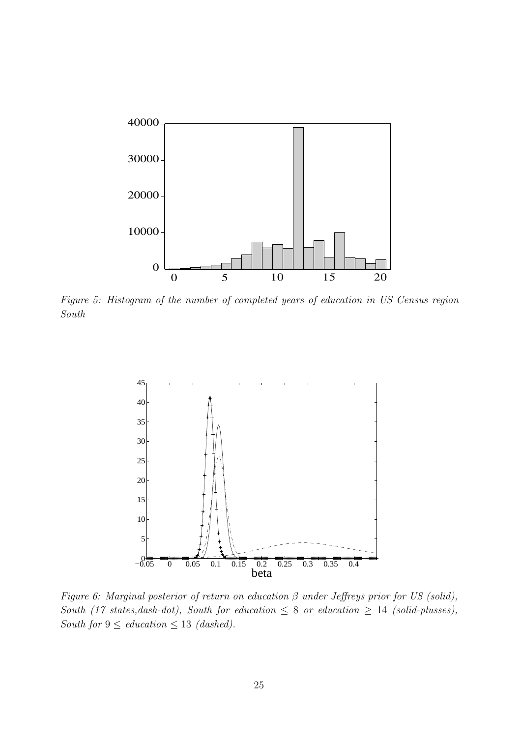*Figure 5: Histogram of the number of completed years of education in US Census region South*

*Figure 6: Marginal posterior of return on education $\beta$ under Jeffreys prior for US (solid), South (17 states,dash-dot), South for education $\leq 8$ or education $\geq 14$ (solid-plusses), South for $9 \leq$ education $\leq 13$ (dashed).*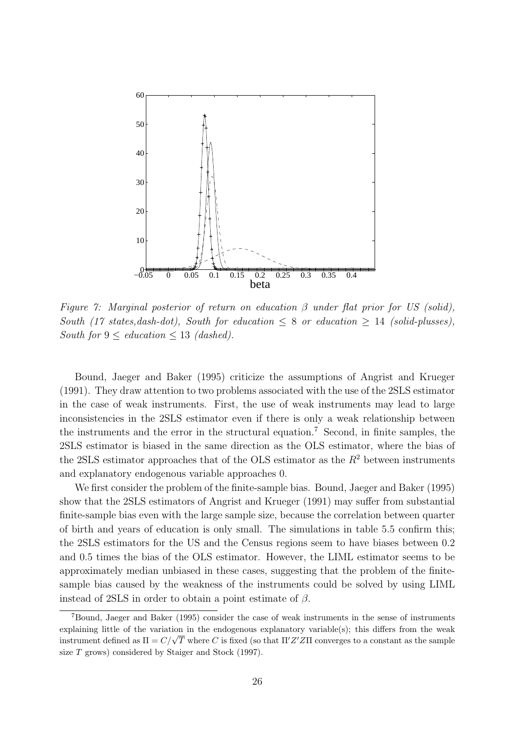*Figure 7: Marginal posterior of return on education $\beta$ under flat prior for US (solid), South (17 states,dash-dot), South for education $\leq 8$ or education $\geq 14$ (solid-plusses), South for $9 \leq$ education $\leq 13$ (dashed).*

Bound, Jaeger and Baker (1995) criticize the assumptions of Angrist and Krueger (1991). They draw attention to two problems associated with the use of the 2SLS estimator in the case of weak instruments. First, the use of weak instruments may lead to large inconsistencies in the 2SLS estimator even if there is only a weak relationship between the instruments and the error in the structural equation.[7] Second, in finite samples, the 2SLS estimator is biased in the same direction as the OLS estimator, where the bias of the 2SLS estimator approaches that of the OLS estimator as the $R^2$ between instruments and explanatory endogenous variable approaches 0.

We first consider the problem of the finite-sample bias. Bound, Jaeger and Baker (1995) show that the 2SLS estimators of Angrist and Krueger (1991) may suffer from substantial finite-sample bias even with the large sample size, because the correlation between quarter of birth and years of education is only small. The simulations in table 5.5 confirm this; the 2SLS estimators for the US and the Census regions seem to have biases between 0.2 and 0.5 times the bias of the OLS estimator. However, the LIML estimator seems to be approximately median unbiased in these cases, suggesting that the problem of the finite-sample bias caused by the weakness of the instruments could be solved by using LIML instead of 2SLS in order to obtain a point estimate of $\beta$.

---

[7] Bound, Jaeger and Baker (1995) consider the case of weak instruments in the sense of instruments explaining little of the variation in the endogenous explanatory variable(s); this differs from the weak instrument defined as $\Pi = C/\sqrt{T}$ where $C$ is fixed (so that $\Pi' Z' Z \Pi$ converges to a constant as the sample size $T$ grows) considered by Staiger and Stock (1997).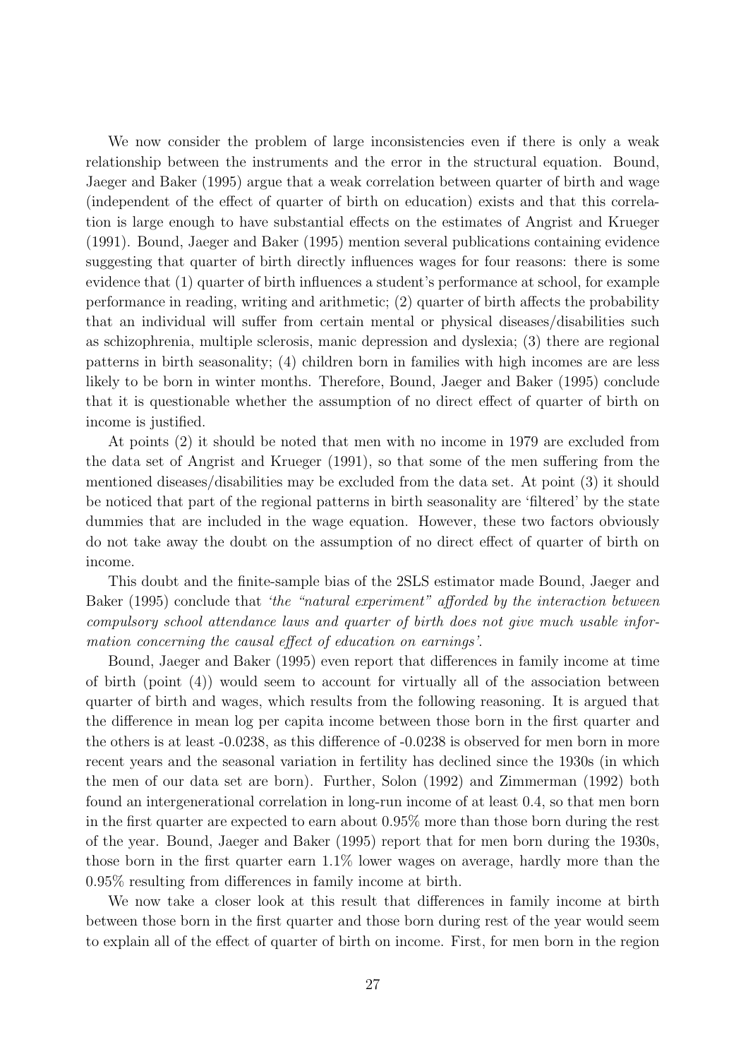We now consider the problem of large inconsistencies even if there is only a weak relationship between the instruments and the error in the structural equation. Bound, Jaeger and Baker (1995) argue that a weak correlation between quarter of birth and wage (independent of the effect of quarter of birth on education) exists and that this correlation is large enough to have substantial effects on the estimates of Angrist and Krueger (1991). Bound, Jaeger and Baker (1995) mention several publications containing evidence suggesting that quarter of birth directly influences wages for four reasons: there is some evidence that (1) quarter of birth influences a student's performance at school, for example performance in reading, writing and arithmetic; (2) quarter of birth affects the probability that an individual will suffer from certain mental or physical diseases/disabilities such as schizophrenia, multiple sclerosis, manic depression and dyslexia; (3) there are regional patterns in birth seasonality; (4) children born in families with high incomes are are less likely to be born in winter months. Therefore, Bound, Jaeger and Baker (1995) conclude that it is questionable whether the assumption of no direct effect of quarter of birth on income is justified.

At points (2) it should be noted that men with no income in 1979 are excluded from the data set of Angrist and Krueger (1991), so that some of the men suffering from the mentioned diseases/disabilities may be excluded from the data set. At point (3) it should be noticed that part of the regional patterns in birth seasonality are 'filtered' by the state dummies that are included in the wage equation. However, these two factors obviously do not take away the doubt on the assumption of no direct effect of quarter of birth on income.

This doubt and the finite-sample bias of the 2SLS estimator made Bound, Jaeger and Baker (1995) conclude that *'the "natural experiment" afforded by the interaction between compulsory school attendance laws and quarter of birth does not give much usable information concerning the causal effect of education on earnings'*.

Bound, Jaeger and Baker (1995) even report that differences in family income at time of birth (point (4)) would seem to account for virtually all of the association between quarter of birth and wages, which results from the following reasoning. It is argued that the difference in mean log per capita income between those born in the first quarter and the others is at least -0.0238, as this difference of -0.0238 is observed for men born in more recent years and the seasonal variation in fertility has declined since the 1930s (in which the men of our data set are born). Further, Solon (1992) and Zimmerman (1992) both found an intergenerational correlation in long-run income of at least 0.4, so that men born in the first quarter are expected to earn about 0.95% more than those born during the rest of the year. Bound, Jaeger and Baker (1995) report that for men born during the 1930s, those born in the first quarter earn 1.1% lower wages on average, hardly more than the 0.95% resulting from differences in family income at birth.

We now take a closer look at this result that differences in family income at birth between those born in the first quarter and those born during rest of the year would seem to explain all of the effect of quarter of birth on income. First, for men born in the region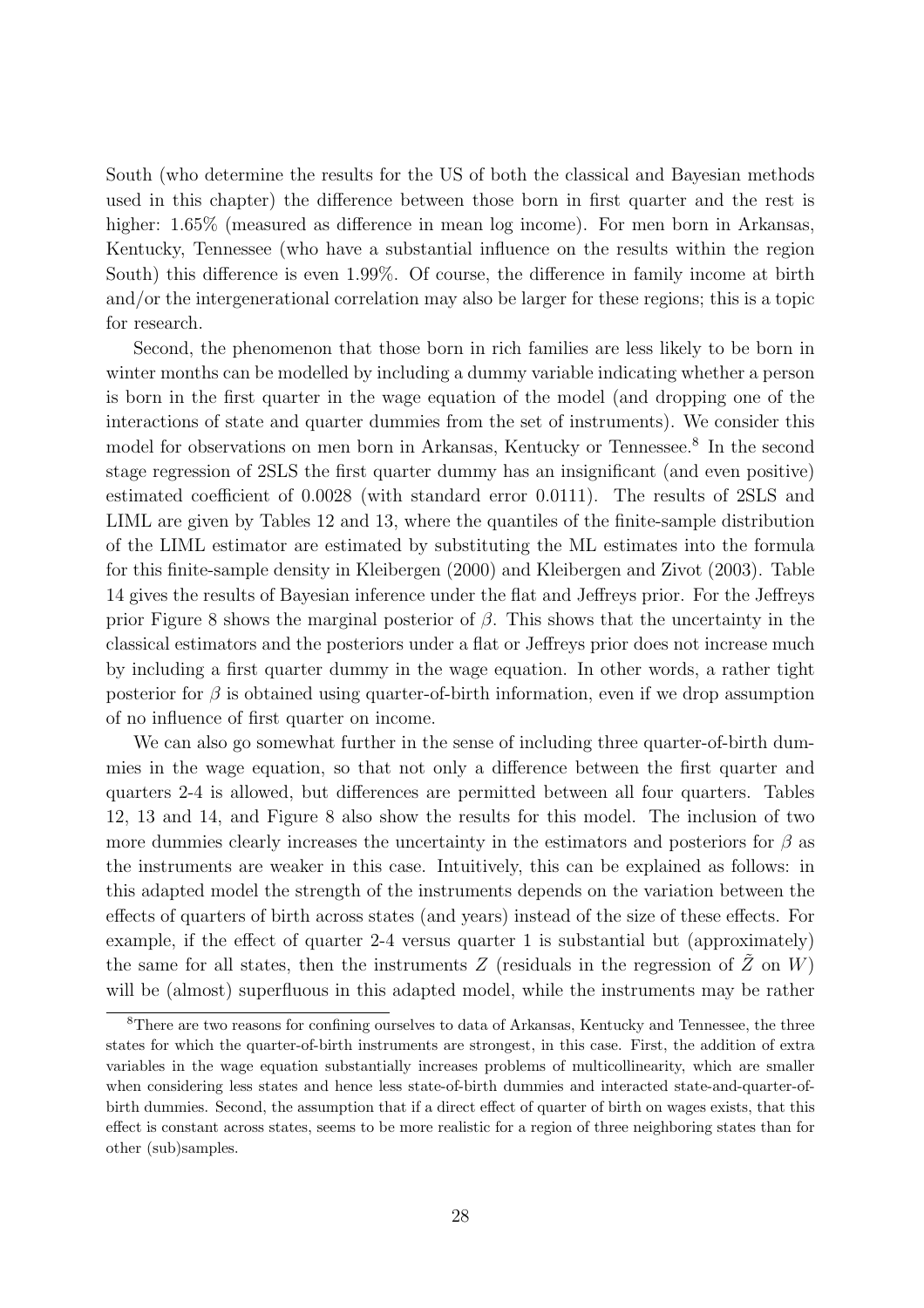South (who determine the results for the US of both the classical and Bayesian methods used in this chapter) the difference between those born in first quarter and the rest is higher: 1.65% (measured as difference in mean log income). For men born in Arkansas, Kentucky, Tennessee (who have a substantial influence on the results within the region South) this difference is even 1.99%. Of course, the difference in family income at birth and/or the intergenerational correlation may also be larger for these regions; this is a topic for research.

Second, the phenomenon that those born in rich families are less likely to be born in winter months can be modelled by including a dummy variable indicating whether a person is born in the first quarter in the wage equation of the model (and dropping one of the interactions of state and quarter dummies from the set of instruments). We consider this model for observations on men born in Arkansas, Kentucky or Tennessee.[8] In the second stage regression of 2SLS the first quarter dummy has an insignificant (and even positive) estimated coefficient of 0.0028 (with standard error 0.0111). The results of 2SLS and LIML are given by Tables 12 and 13, where the quantiles of the finite-sample distribution of the LIML estimator are estimated by substituting the ML estimates into the formula for this finite-sample density in Kleibergen (2000) and Kleibergen and Zivot (2003). Table 14 gives the results of Bayesian inference under the flat and Jeffreys prior. For the Jeffreys prior Figure 8 shows the marginal posterior of $\beta$. This shows that the uncertainty in the classical estimators and the posteriors under a flat or Jeffreys prior does not increase much by including a first quarter dummy in the wage equation. In other words, a rather tight posterior for $\beta$ is obtained using quarter-of-birth information, even if we drop assumption of no influence of first quarter on income.

We can also go somewhat further in the sense of including three quarter-of-birth dummies in the wage equation, so that not only a difference between the first quarter and quarters 2-4 is allowed, but differences are permitted between all four quarters. Tables 12, 13 and 14, and Figure 8 also show the results for this model. The inclusion of two more dummies clearly increases the uncertainty in the estimators and posteriors for $\beta$ as the instruments are weaker in this case. Intuitively, this can be explained as follows: in this adapted model the strength of the instruments depends on the variation between the effects of quarters of birth across states (and years) instead of the size of these effects. For example, if the effect of quarter 2-4 versus quarter 1 is substantial but (approximately) the same for all states, then the instruments $Z$ (residuals in the regression of $\tilde{Z}$ on $W$) will be (almost) superfluous in this adapted model, while the instruments may be rather

[8]There are two reasons for confining ourselves to data of Arkansas, Kentucky and Tennessee, the three states for which the quarter-of-birth instruments are strongest, in this case. First, the addition of extra variables in the wage equation substantially increases problems of multicollinearity, which are smaller when considering less states and hence less state-of-birth dummies and interacted state-and-quarter-of-birth dummies. Second, the assumption that if a direct effect of quarter of birth on wages exists, that this effect is constant across states, seems to be more realistic for a region of three neighboring states than for other (sub)samples.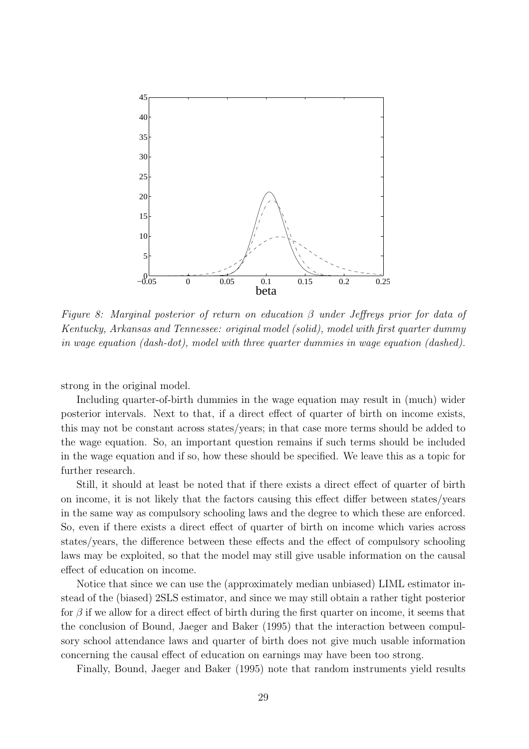*Figure 8: Marginal posterior of return on education $\beta$ under Jeffreys prior for data of Kentucky, Arkansas and Tennessee: original model (solid), model with first quarter dummy in wage equation (dash-dot), model with three quarter dummies in wage equation (dashed).*

strong in the original model.

Including quarter-of-birth dummies in the wage equation may result in (much) wider posterior intervals. Next to that, if a direct effect of quarter of birth on income exists, this may not be constant across states/years; in that case more terms should be added to the wage equation. So, an important question remains if such terms should be included in the wage equation and if so, how these should be specified. We leave this as a topic for further research.

Still, it should at least be noted that if there exists a direct effect of quarter of birth on income, it is not likely that the factors causing this effect differ between states/years in the same way as compulsory schooling laws and the degree to which these are enforced. So, even if there exists a direct effect of quarter of birth on income which varies across states/years, the difference between these effects and the effect of compulsory schooling laws may be exploited, so that the model may still give usable information on the causal effect of education on income.

Notice that since we can use the (approximately median unbiased) LIML estimator instead of the (biased) 2SLS estimator, and since we may still obtain a rather tight posterior for $\beta$ if we allow for a direct effect of birth during the first quarter on income, it seems that the conclusion of Bound, Jaeger and Baker (1995) that the interaction between compulsory school attendance laws and quarter of birth does not give much usable information concerning the causal effect of education on earnings may have been too strong.

Finally, Bound, Jaeger and Baker (1995) note that random instruments yield results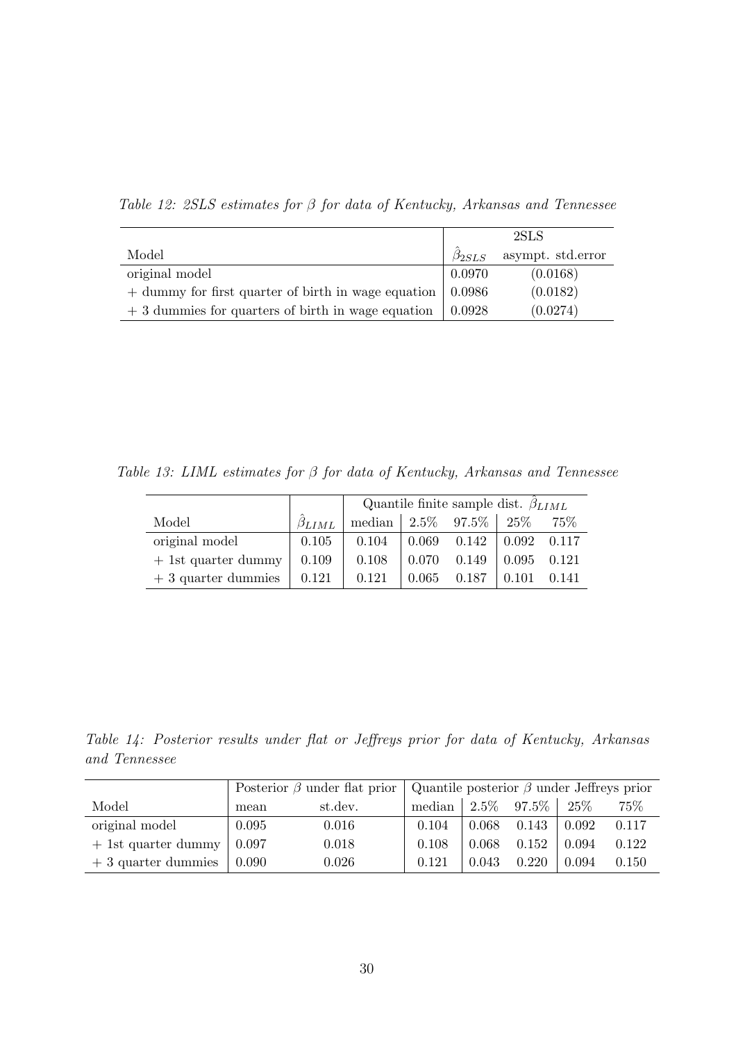*Table 12: 2SLS estimates for $\beta$ for data of Kentucky, Arkansas and Tennessee*

| | 2SLS | |
|---|---|---|
| Model | $\hat{\beta}_{2SLS}$ | asympt. std.error |
| original model | 0.0970 | (0.0168) |
| + dummy for first quarter of birth in wage equation | 0.0986 | (0.0182) |
| + 3 dummies for quarters of birth in wage equation | 0.0928 | (0.0274) |

*Table 13: LIML estimates for $\beta$ for data of Kentucky, Arkansas and Tennessee*

| | | Quantile finite sample dist. $\hat{\beta}_{LIML}$ | | | | |
|---|---|---|---|---|---|---|
| Model | $\hat{\beta}_{LIML}$ | median | 2.5% | 97.5% | 25% | 75% |
| original model | 0.105 | 0.104 | 0.069 | 0.142 | 0.092 | 0.117 |
| + 1st quarter dummy | 0.109 | 0.108 | 0.070 | 0.149 | 0.095 | 0.121 |
| + 3 quarter dummies | 0.121 | 0.121 | 0.065 | 0.187 | 0.101 | 0.141 |

*Table 14: Posterior results under flat or Jeffreys prior for data of Kentucky, Arkansas and Tennessee*

| | Posterior $\beta$ under flat prior | | Quantile posterior $\beta$ under Jeffreys prior | | | | |
|---|---|---|---|---|---|---|---|
| Model | mean | st.dev. | median | 2.5% | 97.5% | 25% | 75% |
| original model | 0.095 | 0.016 | 0.104 | 0.068 | 0.143 | 0.092 | 0.117 |
| + 1st quarter dummy | 0.097 | 0.018 | 0.108 | 0.068 | 0.152 | 0.094 | 0.122 |
| + 3 quarter dummies | 0.090 | 0.026 | 0.121 | 0.043 | 0.220 | 0.094 | 0.150 |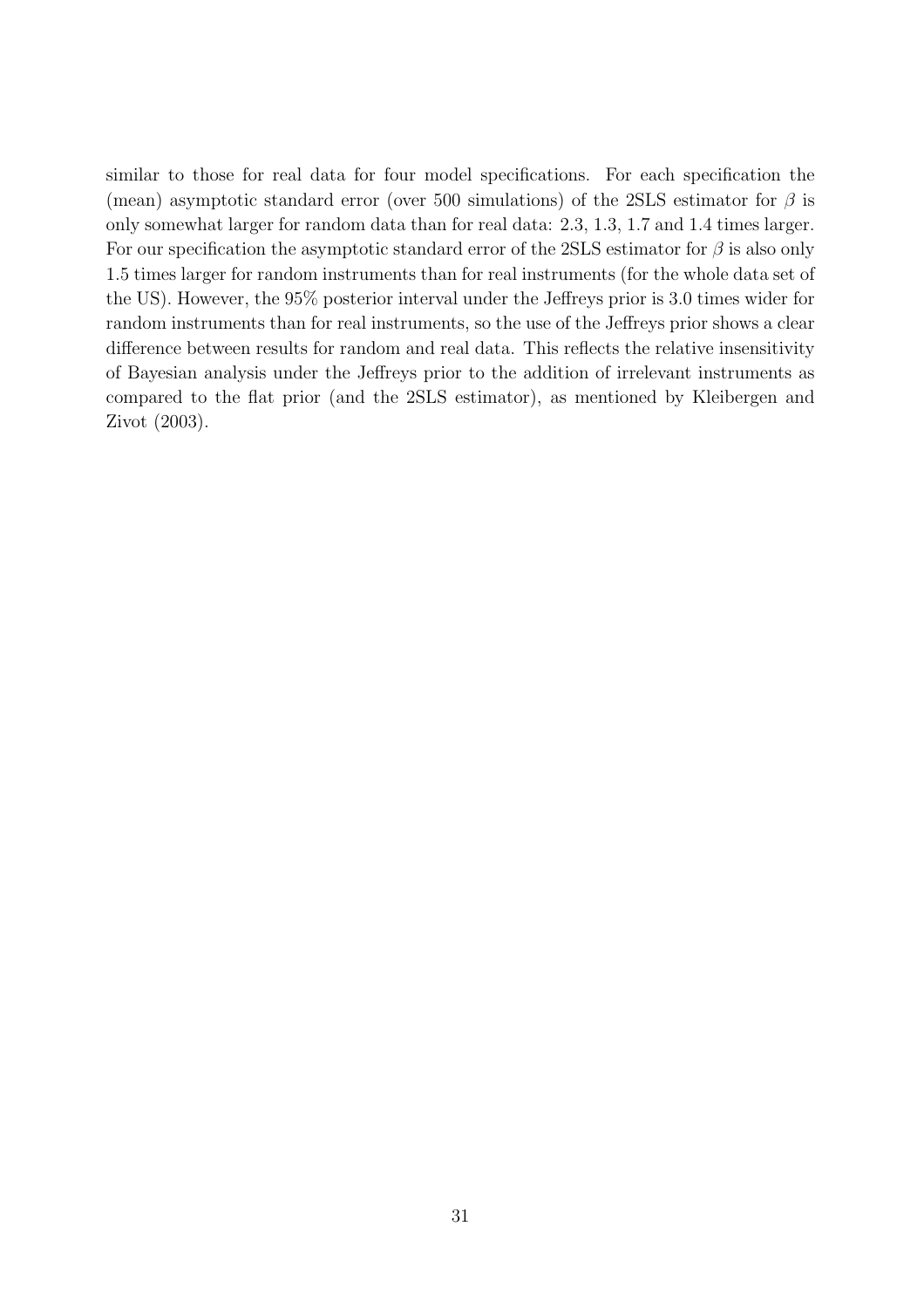similar to those for real data for four model specifications. For each specification the (mean) asymptotic standard error (over 500 simulations) of the 2SLS estimator for $\beta$ is only somewhat larger for random data than for real data: 2.3, 1.3, 1.7 and 1.4 times larger. For our specification the asymptotic standard error of the 2SLS estimator for $\beta$ is also only 1.5 times larger for random instruments than for real instruments (for the whole data set of the US). However, the 95% posterior interval under the Jeffreys prior is 3.0 times wider for random instruments than for real instruments, so the use of the Jeffreys prior shows a clear difference between results for random and real data. This reflects the relative insensitivity of Bayesian analysis under the Jeffreys prior to the addition of irrelevant instruments as compared to the flat prior (and the 2SLS estimator), as mentioned by Kleibergen and Zivot (2003).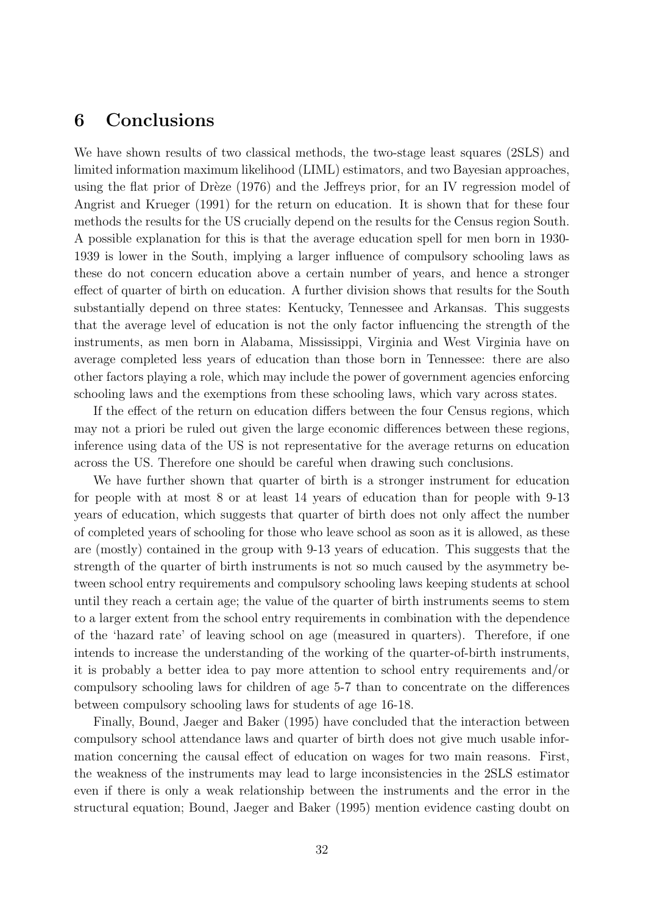## 6 Conclusions

We have shown results of two classical methods, the two-stage least squares (2SLS) and limited information maximum likelihood (LIML) estimators, and two Bayesian approaches, using the flat prior of Drèze (1976) and the Jeffreys prior, for an IV regression model of Angrist and Krueger (1991) for the return on education. It is shown that for these four methods the results for the US crucially depend on the results for the Census region South. A possible explanation for this is that the average education spell for men born in 1930-1939 is lower in the South, implying a larger influence of compulsory schooling laws as these do not concern education above a certain number of years, and hence a stronger effect of quarter of birth on education. A further division shows that results for the South substantially depend on three states: Kentucky, Tennessee and Arkansas. This suggests that the average level of education is not the only factor influencing the strength of the instruments, as men born in Alabama, Mississippi, Virginia and West Virginia have on average completed less years of education than those born in Tennessee: there are also other factors playing a role, which may include the power of government agencies enforcing schooling laws and the exemptions from these schooling laws, which vary across states.

If the effect of the return on education differs between the four Census regions, which may not a priori be ruled out given the large economic differences between these regions, inference using data of the US is not representative for the average returns on education across the US. Therefore one should be careful when drawing such conclusions.

We have further shown that quarter of birth is a stronger instrument for education for people with at most 8 or at least 14 years of education than for people with 9-13 years of education, which suggests that quarter of birth does not only affect the number of completed years of schooling for those who leave school as soon as it is allowed, as these are (mostly) contained in the group with 9-13 years of education. This suggests that the strength of the quarter of birth instruments is not so much caused by the asymmetry between school entry requirements and compulsory schooling laws keeping students at school until they reach a certain age; the value of the quarter of birth instruments seems to stem to a larger extent from the school entry requirements in combination with the dependence of the 'hazard rate' of leaving school on age (measured in quarters). Therefore, if one intends to increase the understanding of the working of the quarter-of-birth instruments, it is probably a better idea to pay more attention to school entry requirements and/or compulsory schooling laws for children of age 5-7 than to concentrate on the differences between compulsory schooling laws for students of age 16-18.

Finally, Bound, Jaeger and Baker (1995) have concluded that the interaction between compulsory school attendance laws and quarter of birth does not give much usable information concerning the causal effect of education on wages for two main reasons. First, the weakness of the instruments may lead to large inconsistencies in the 2SLS estimator even if there is only a weak relationship between the instruments and the error in the structural equation; Bound, Jaeger and Baker (1995) mention evidence casting doubt on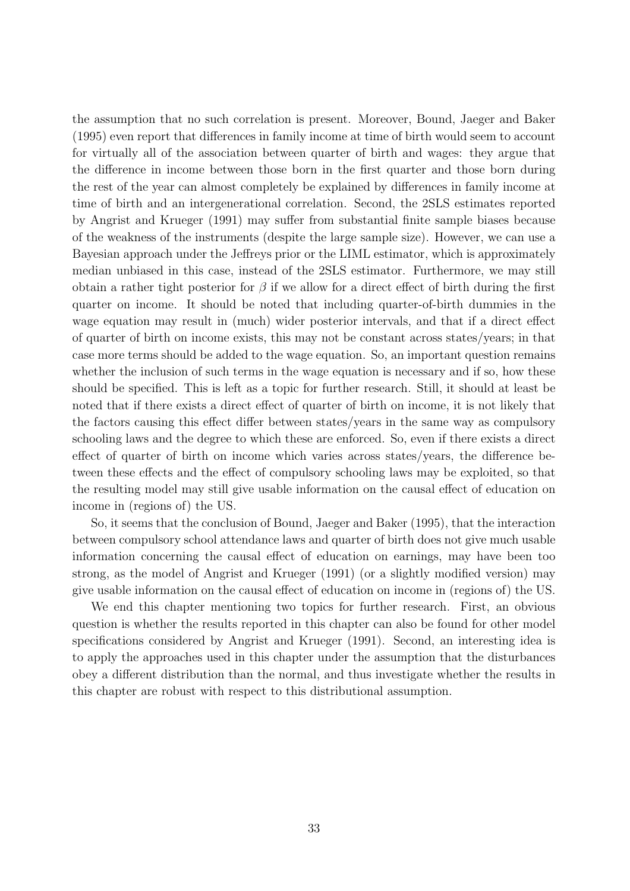the assumption that no such correlation is present. Moreover, Bound, Jaeger and Baker (1995) even report that differences in family income at time of birth would seem to account for virtually all of the association between quarter of birth and wages: they argue that the difference in income between those born in the first quarter and those born during the rest of the year can almost completely be explained by differences in family income at time of birth and an intergenerational correlation. Second, the 2SLS estimates reported by Angrist and Krueger (1991) may suffer from substantial finite sample biases because of the weakness of the instruments (despite the large sample size). However, we can use a Bayesian approach under the Jeffreys prior or the LIML estimator, which is approximately median unbiased in this case, instead of the 2SLS estimator. Furthermore, we may still obtain a rather tight posterior for $\beta$ if we allow for a direct effect of birth during the first quarter on income. It should be noted that including quarter-of-birth dummies in the wage equation may result in (much) wider posterior intervals, and that if a direct effect of quarter of birth on income exists, this may not be constant across states/years; in that case more terms should be added to the wage equation. So, an important question remains whether the inclusion of such terms in the wage equation is necessary and if so, how these should be specified. This is left as a topic for further research. Still, it should at least be noted that if there exists a direct effect of quarter of birth on income, it is not likely that the factors causing this effect differ between states/years in the same way as compulsory schooling laws and the degree to which these are enforced. So, even if there exists a direct effect of quarter of birth on income which varies across states/years, the difference between these effects and the effect of compulsory schooling laws may be exploited, so that the resulting model may still give usable information on the causal effect of education on income in (regions of) the US.

So, it seems that the conclusion of Bound, Jaeger and Baker (1995), that the interaction between compulsory school attendance laws and quarter of birth does not give much usable information concerning the causal effect of education on earnings, may have been too strong, as the model of Angrist and Krueger (1991) (or a slightly modified version) may give usable information on the causal effect of education on income in (regions of) the US.

We end this chapter mentioning two topics for further research. First, an obvious question is whether the results reported in this chapter can also be found for other model specifications considered by Angrist and Krueger (1991). Second, an interesting idea is to apply the approaches used in this chapter under the assumption that the disturbances obey a different distribution than the normal, and thus investigate whether the results in this chapter are robust with respect to this distributional assumption.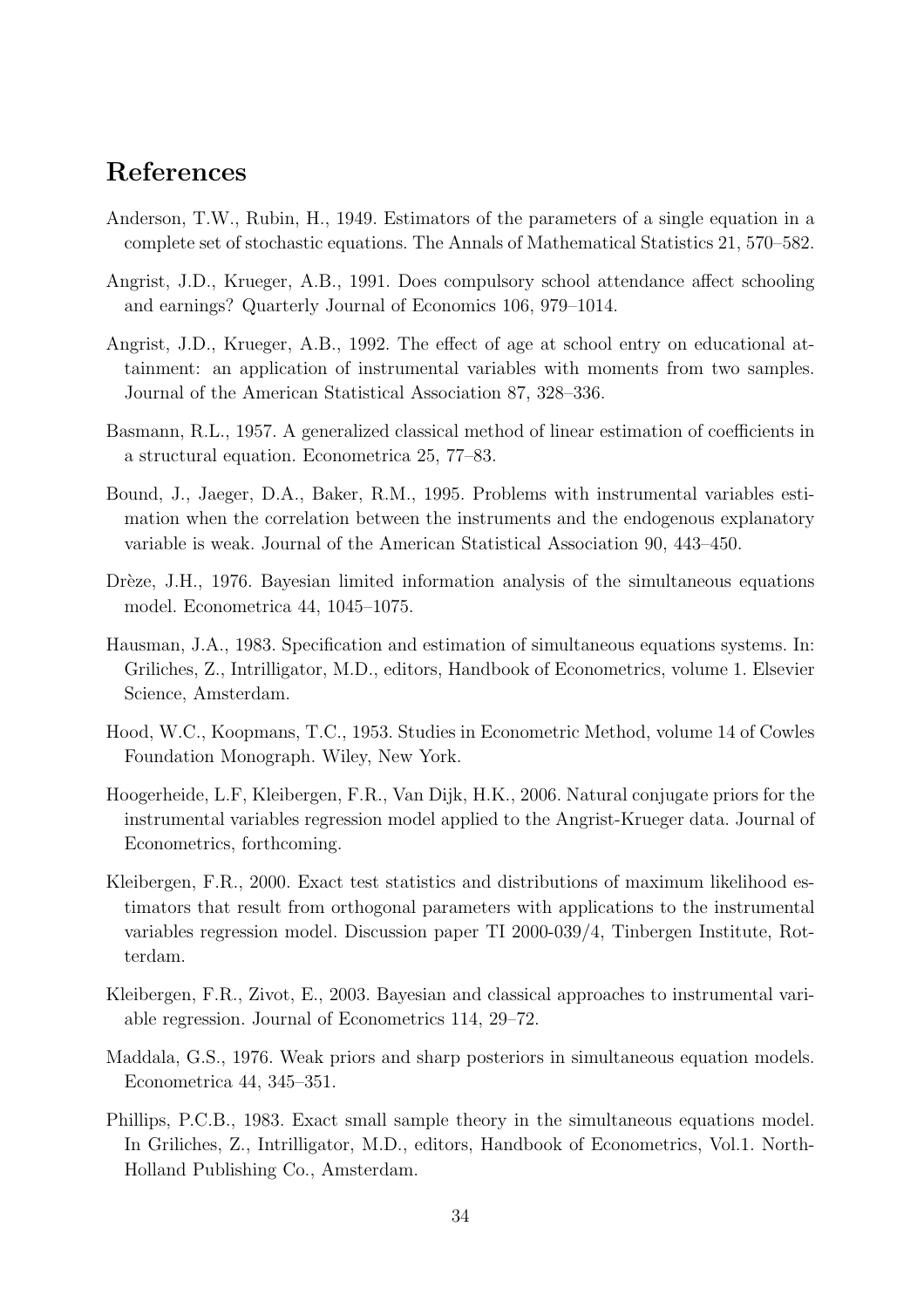# References

Anderson, T.W., Rubin, H., 1949. Estimators of the parameters of a single equation in a complete set of stochastic equations. The Annals of Mathematical Statistics 21, 570–582.

Angrist, J.D., Krueger, A.B., 1991. Does compulsory school attendance affect schooling and earnings? Quarterly Journal of Economics 106, 979–1014.

Angrist, J.D., Krueger, A.B., 1992. The effect of age at school entry on educational attainment: an application of instrumental variables with moments from two samples. Journal of the American Statistical Association 87, 328–336.

Basmann, R.L., 1957. A generalized classical method of linear estimation of coefficients in a structural equation. Econometrica 25, 77–83.

Bound, J., Jaeger, D.A., Baker, R.M., 1995. Problems with instrumental variables estimation when the correlation between the instruments and the endogenous explanatory variable is weak. Journal of the American Statistical Association 90, 443–450.

Drèze, J.H., 1976. Bayesian limited information analysis of the simultaneous equations model. Econometrica 44, 1045–1075.

Hausman, J.A., 1983. Specification and estimation of simultaneous equations systems. In: Griliches, Z., Intrilligator, M.D., editors, Handbook of Econometrics, volume 1. Elsevier Science, Amsterdam.

Hood, W.C., Koopmans, T.C., 1953. Studies in Econometric Method, volume 14 of Cowles Foundation Monograph. Wiley, New York.

Hoogerheide, L.F, Kleibergen, F.R., Van Dijk, H.K., 2006. Natural conjugate priors for the instrumental variables regression model applied to the Angrist-Krueger data. Journal of Econometrics, forthcoming.

Kleibergen, F.R., 2000. Exact test statistics and distributions of maximum likelihood estimators that result from orthogonal parameters with applications to the instrumental variables regression model. Discussion paper TI 2000-039/4, Tinbergen Institute, Rotterdam.

Kleibergen, F.R., Zivot, E., 2003. Bayesian and classical approaches to instrumental variable regression. Journal of Econometrics 114, 29–72.

Maddala, G.S., 1976. Weak priors and sharp posteriors in simultaneous equation models. Econometrica 44, 345–351.

Phillips, P.C.B., 1983. Exact small sample theory in the simultaneous equations model. In Griliches, Z., Intrilligator, M.D., editors, Handbook of Econometrics, Vol.1. North-Holland Publishing Co., Amsterdam.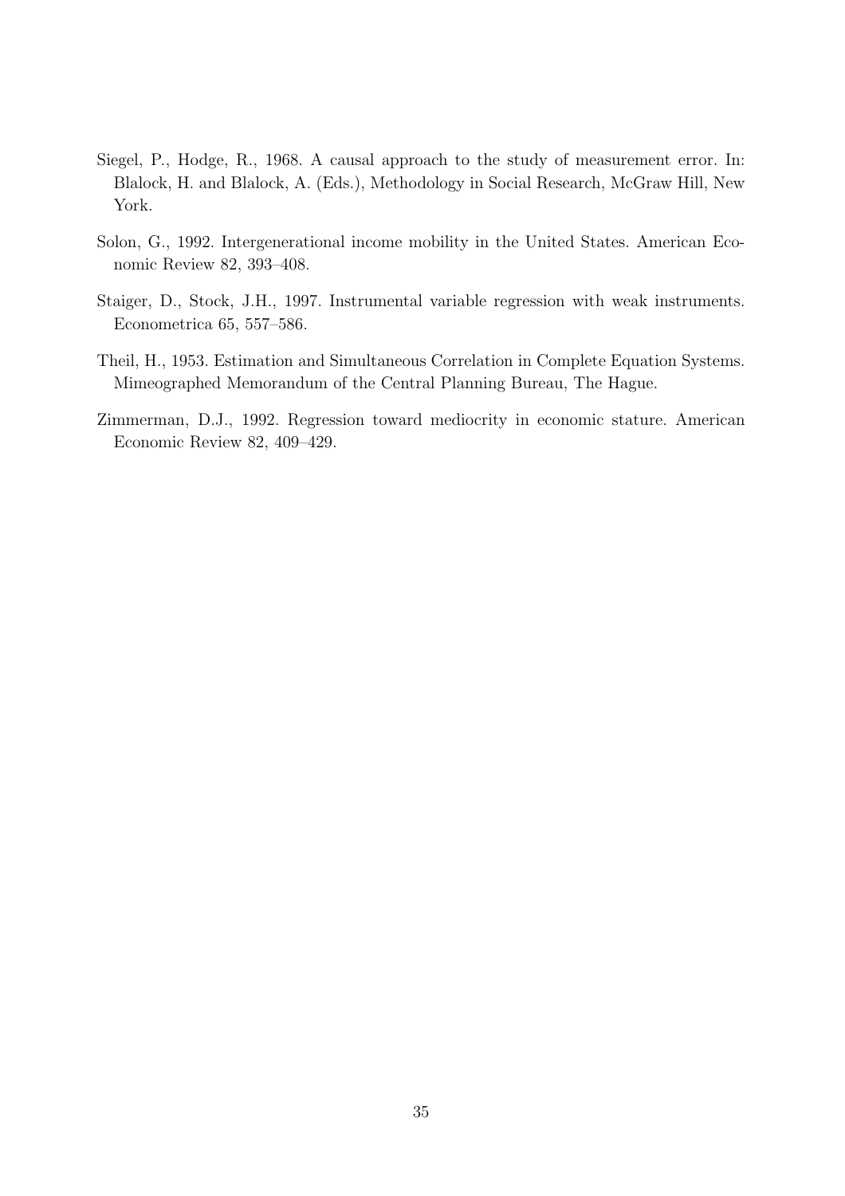Siegel, P., Hodge, R., 1968. A causal approach to the study of measurement error. In: Blalock, H. and Blalock, A. (Eds.), Methodology in Social Research, McGraw Hill, New York.

Solon, G., 1992. Intergenerational income mobility in the United States. American Economic Review 82, 393–408.

Staiger, D., Stock, J.H., 1997. Instrumental variable regression with weak instruments. Econometrica 65, 557–586.

Theil, H., 1953. Estimation and Simultaneous Correlation in Complete Equation Systems. Mimeographed Memorandum of the Central Planning Bureau, The Hague.

Zimmerman, D.J., 1992. Regression toward mediocrity in economic stature. American Economic Review 82, 409–429.